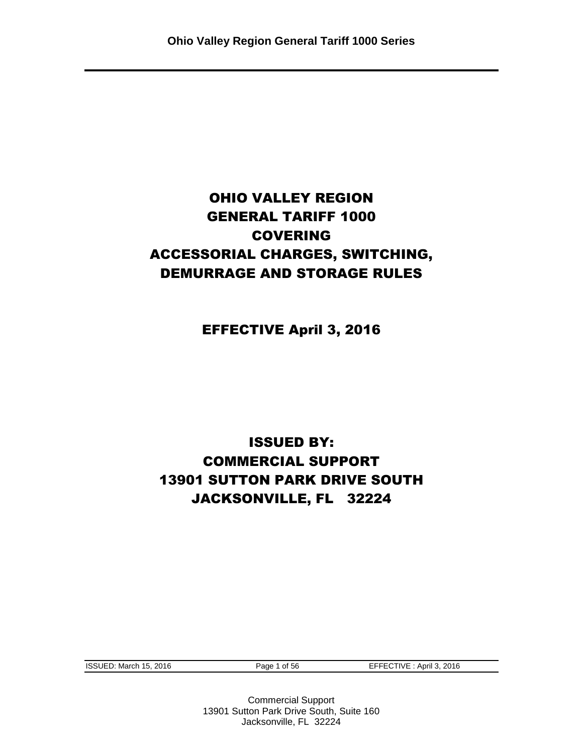# OHIO VALLEY REGION
# GENERAL TARIFF 1000
# COVERING
# ACCESSORIAL CHARGES, SWITCHING, DEMURRAGE AND STORAGE RULES

## EFFECTIVE April 3, 2016

## ISSUED BY:
## COMMERCIAL SUPPORT
## 13901 SUTTON PARK DRIVE SOUTH
## JACKSONVILLE, FL 32224

ISSUED: March 15, 2016 | EFFECTIVE : April 3, 2016

Commercial Support
13901 Sutton Park Drive South, Suite 160
Jacksonville, FL 32224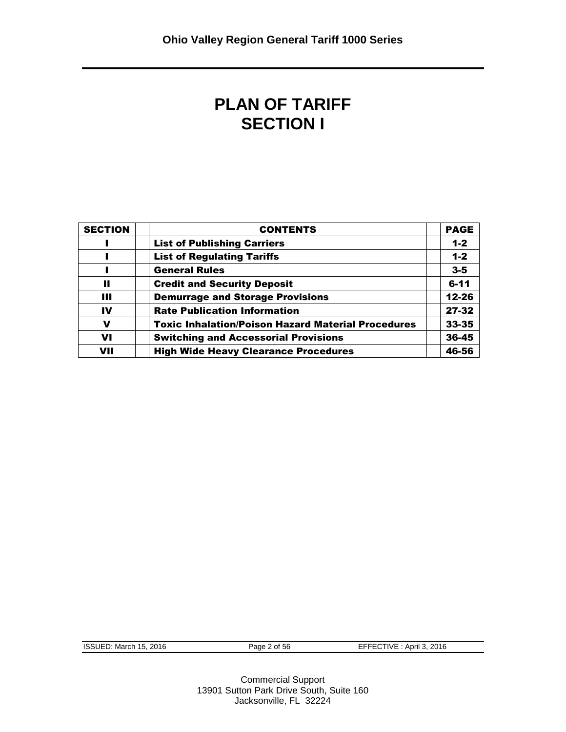# PLAN OF TARIFF
# SECTION I

| SECTION | | CONTENTS | | PAGE |
|---|---|---|---|---|
| I | | List of Publishing Carriers | | 1-2 |
| I | | List of Regulating Tariffs | | 1-2 |
| I | | General Rules | | 3-5 |
| II | | Credit and Security Deposit | | 6-11 |
| III | | Demurrage and Storage Provisions | | 12-26 |
| IV | | Rate Publication Information | | 27-32 |
| V | | Toxic Inhalation/Poison Hazard Material Procedures | | 33-35 |
| VI | | Switching and Accessorial Provisions | | 36-45 |
| VII | | High Wide Heavy Clearance Procedures | | 46-56 |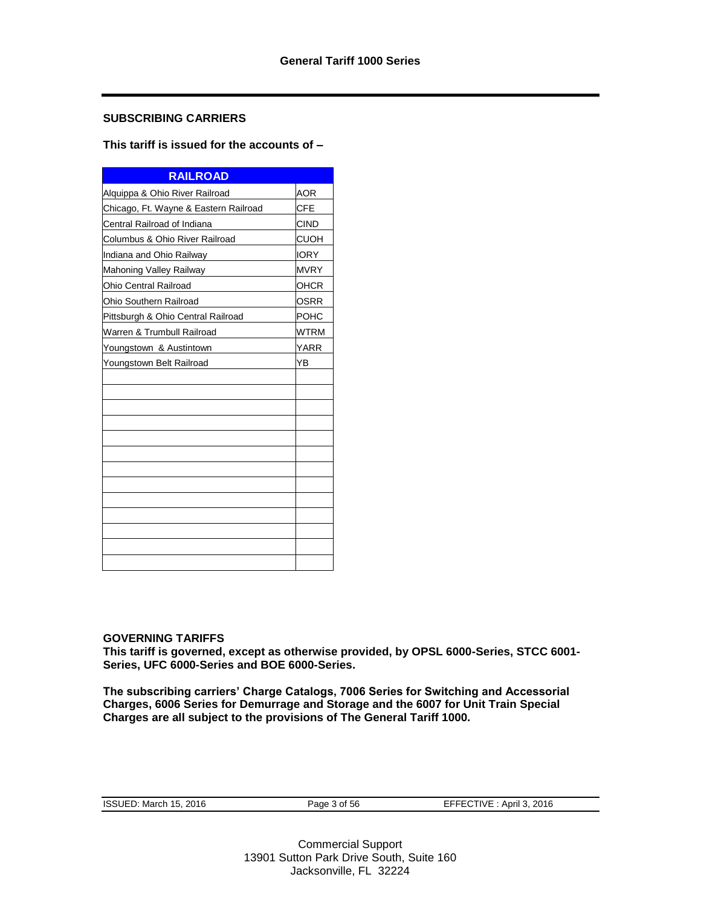## SUBSCRIBING CARRIERS

**This tariff is issued for the accounts of –**

| RAILROAD | |
|---|---|
| Alquippa & Ohio River Railroad | AOR |
| Chicago, Ft. Wayne & Eastern Railroad | CFE |
| Central Railroad of Indiana | CIND |
| Columbus & Ohio River Railroad | CUOH |
| Indiana and Ohio Railway | IORY |
| Mahoning Valley Railway | MVRY |
| Ohio Central Railroad | OHCR |
| Ohio Southern Railroad | OSRR |
| Pittsburgh & Ohio Central Railroad | POHC |
| Warren & Trumbull Railroad | WTRM |
| Youngstown & Austintown | YARR |
| Youngstown Belt Railroad | YB |

## GOVERNING TARIFFS

**This tariff is governed, except as otherwise provided, by OPSL 6000-Series, STCC 6001-Series, UFC 6000-Series and BOE 6000-Series.**

**The subscribing carriers' Charge Catalogs, 7006 Series for Switching and Accessorial Charges, 6006 Series for Demurrage and Storage and the 6007 for Unit Train Special Charges are all subject to the provisions of The General Tariff 1000.**

ISSUED: March 15, 2016 | EFFECTIVE : April 3, 2016

Commercial Support
13901 Sutton Park Drive South, Suite 160
Jacksonville, FL 32224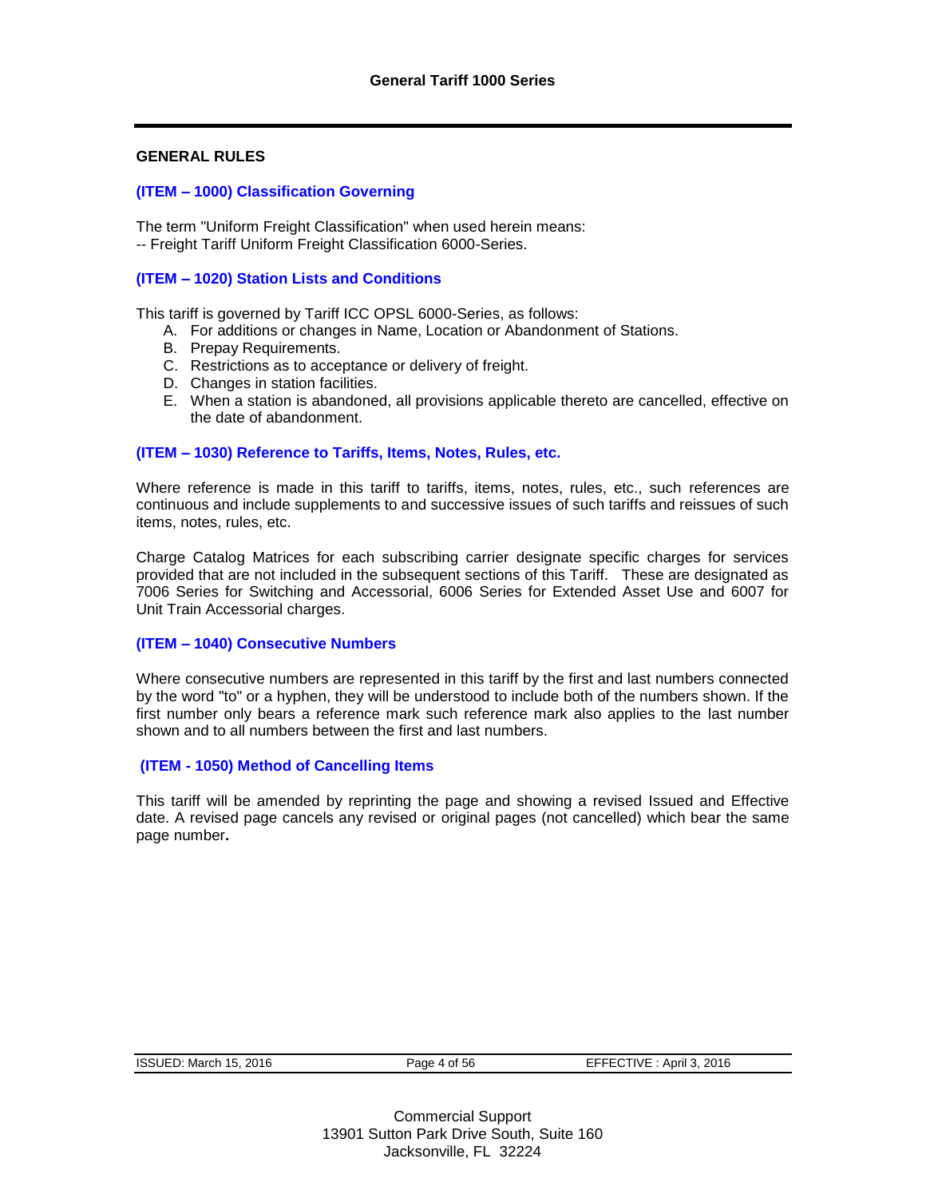## GENERAL RULES

### (ITEM – 1000) Classification Governing

The term "Uniform Freight Classification" when used herein means:
-- Freight Tariff Uniform Freight Classification 6000-Series.

### (ITEM – 1020) Station Lists and Conditions

This tariff is governed by Tariff ICC OPSL 6000-Series, as follows:

A. For additions or changes in Name, Location or Abandonment of Stations.
B. Prepay Requirements.
C. Restrictions as to acceptance or delivery of freight.
D. Changes in station facilities.
E. When a station is abandoned, all provisions applicable thereto are cancelled, effective on the date of abandonment.

### (ITEM – 1030) Reference to Tariffs, Items, Notes, Rules, etc.

Where reference is made in this tariff to tariffs, items, notes, rules, etc., such references are continuous and include supplements to and successive issues of such tariffs and reissues of such items, notes, rules, etc.

Charge Catalog Matrices for each subscribing carrier designate specific charges for services provided that are not included in the subsequent sections of this Tariff. These are designated as 7006 Series for Switching and Accessorial, 6006 Series for Extended Asset Use and 6007 for Unit Train Accessorial charges.

### (ITEM – 1040) Consecutive Numbers

Where consecutive numbers are represented in this tariff by the first and last numbers connected by the word "to" or a hyphen, they will be understood to include both of the numbers shown. If the first number only bears a reference mark such reference mark also applies to the last number shown and to all numbers between the first and last numbers.

### (ITEM - 1050) Method of Cancelling Items

This tariff will be amended by reprinting the page and showing a revised Issued and Effective date. A revised page cancels any revised or original pages (not cancelled) which bear the same page number**.**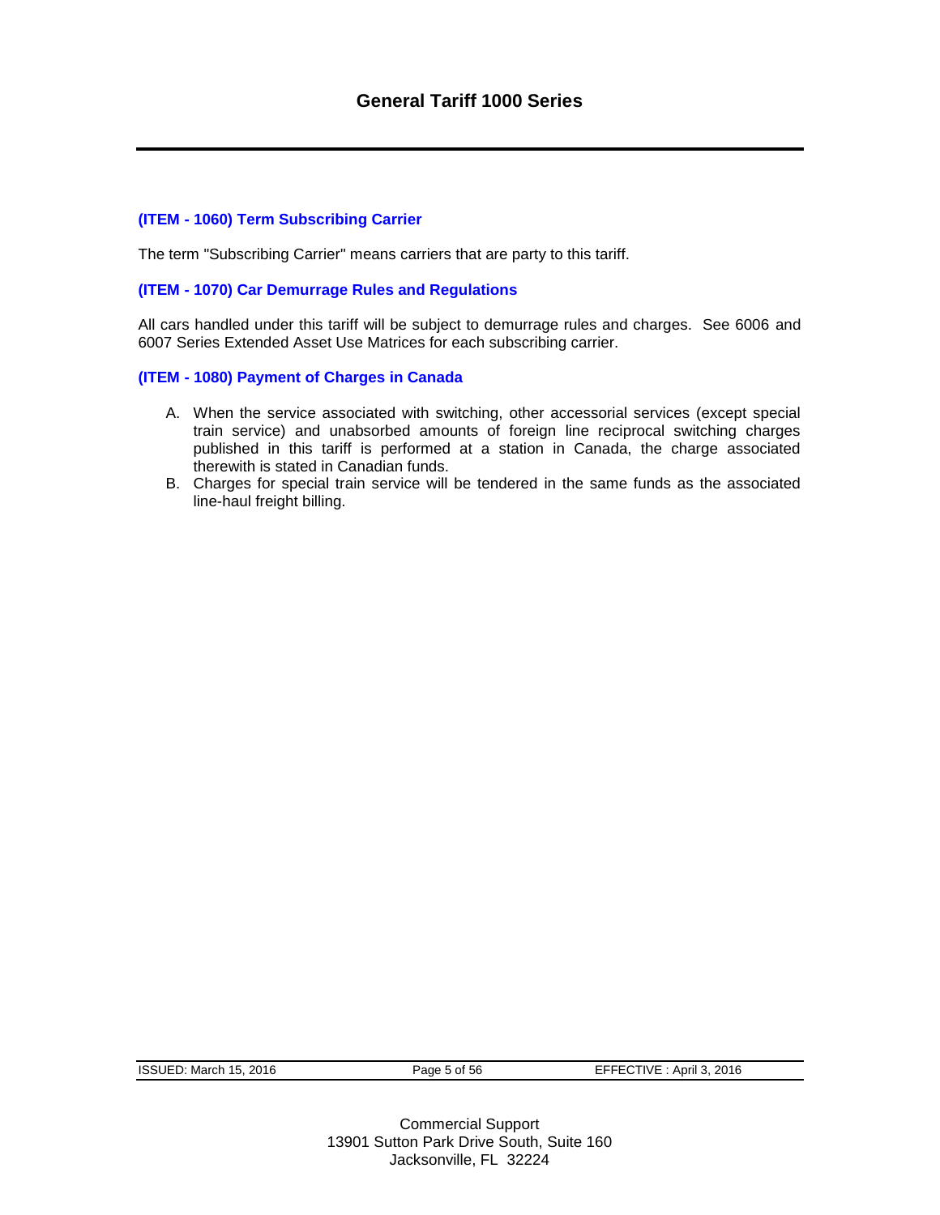### (ITEM - 1060) Term Subscribing Carrier

The term "Subscribing Carrier" means carriers that are party to this tariff.

### (ITEM - 1070) Car Demurrage Rules and Regulations

All cars handled under this tariff will be subject to demurrage rules and charges. See 6006 and 6007 Series Extended Asset Use Matrices for each subscribing carrier.

### (ITEM - 1080) Payment of Charges in Canada

A. When the service associated with switching, other accessorial services (except special train service) and unabsorbed amounts of foreign line reciprocal switching charges published in this tariff is performed at a station in Canada, the charge associated therewith is stated in Canadian funds.
B. Charges for special train service will be tendered in the same funds as the associated line-haul freight billing.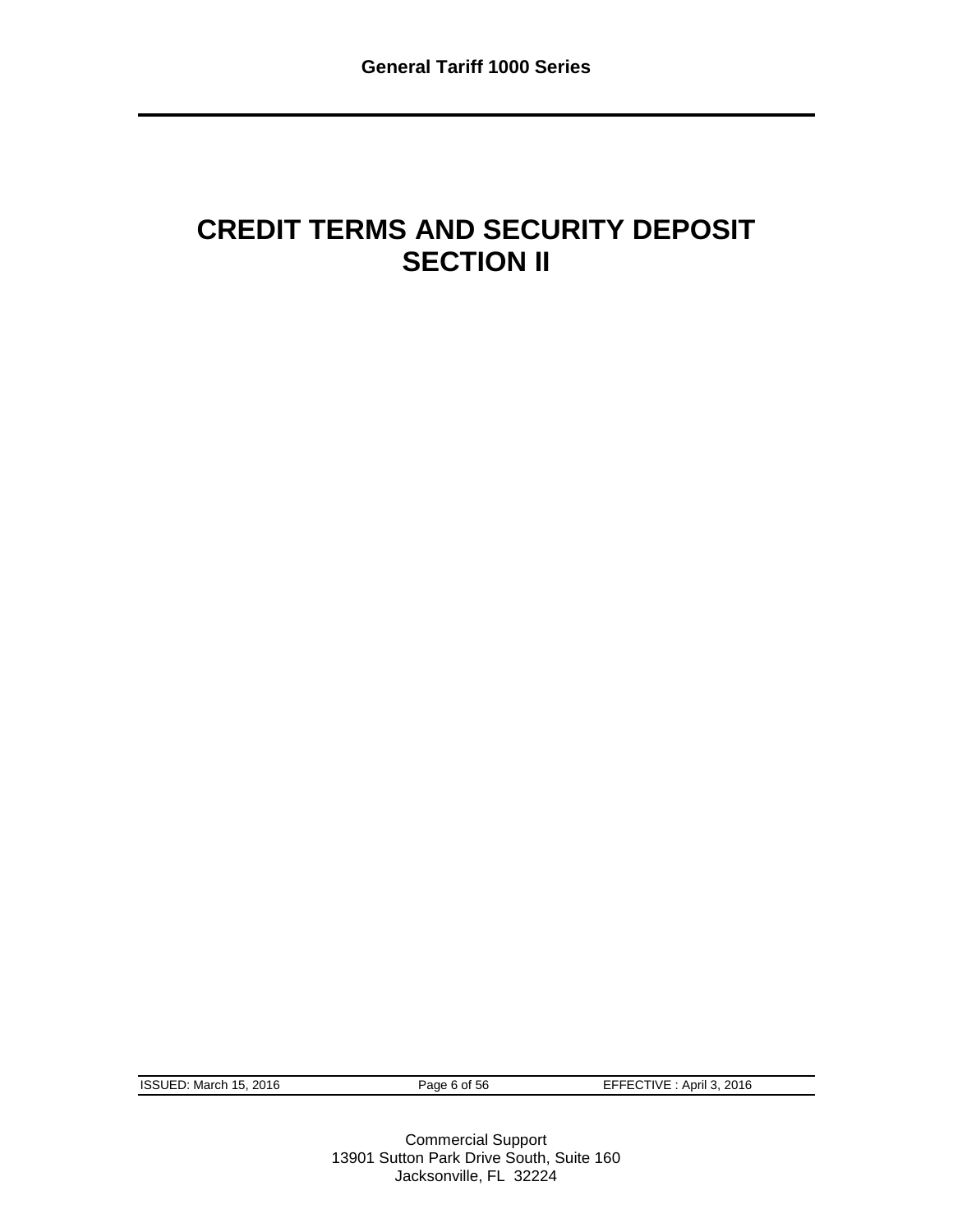# CREDIT TERMS AND SECURITY DEPOSIT
# SECTION II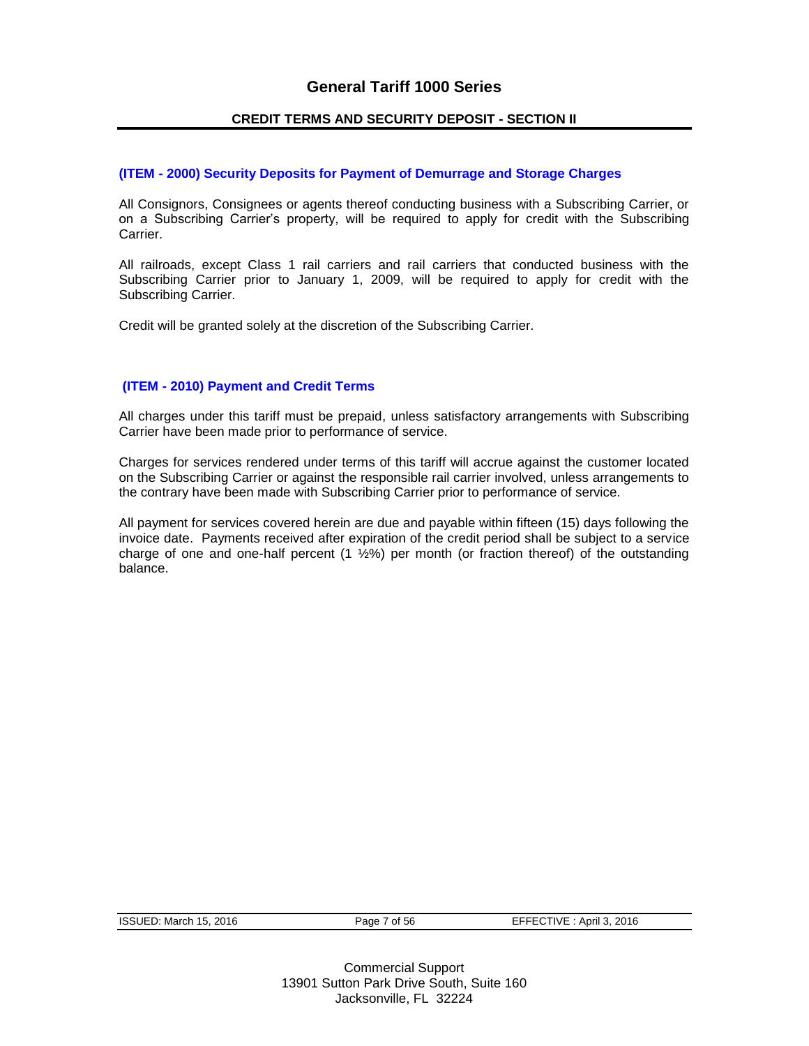# General Tariff 1000 Series

## CREDIT TERMS AND SECURITY DEPOSIT - SECTION II

### (ITEM - 2000) Security Deposits for Payment of Demurrage and Storage Charges

All Consignors, Consignees or agents thereof conducting business with a Subscribing Carrier, or on a Subscribing Carrier's property, will be required to apply for credit with the Subscribing Carrier.

All railroads, except Class 1 rail carriers and rail carriers that conducted business with the Subscribing Carrier prior to January 1, 2009, will be required to apply for credit with the Subscribing Carrier.

Credit will be granted solely at the discretion of the Subscribing Carrier.

### (ITEM - 2010) Payment and Credit Terms

All charges under this tariff must be prepaid, unless satisfactory arrangements with Subscribing Carrier have been made prior to performance of service.

Charges for services rendered under terms of this tariff will accrue against the customer located on the Subscribing Carrier or against the responsible rail carrier involved, unless arrangements to the contrary have been made with Subscribing Carrier prior to performance of service.

All payment for services covered herein are due and payable within fifteen (15) days following the invoice date. Payments received after expiration of the credit period shall be subject to a service charge of one and one-half percent (1 ½%) per month (or fraction thereof) of the outstanding balance.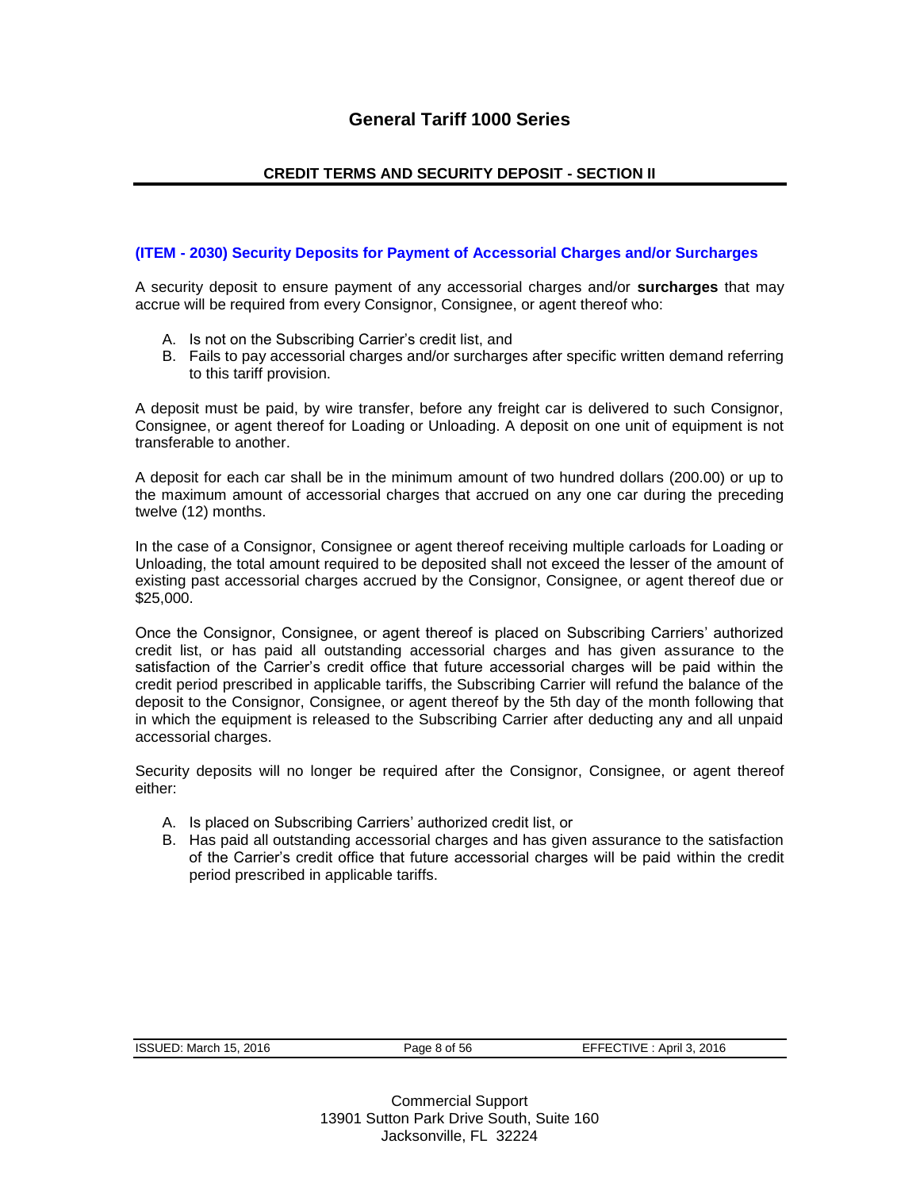# General Tariff 1000 Series

## CREDIT TERMS AND SECURITY DEPOSIT - SECTION II

### (ITEM - 2030) Security Deposits for Payment of Accessorial Charges and/or Surcharges

A security deposit to ensure payment of any accessorial charges and/or **surcharges** that may accrue will be required from every Consignor, Consignee, or agent thereof who:

A. Is not on the Subscribing Carrier's credit list, and
B. Fails to pay accessorial charges and/or surcharges after specific written demand referring to this tariff provision.

A deposit must be paid, by wire transfer, before any freight car is delivered to such Consignor, Consignee, or agent thereof for Loading or Unloading. A deposit on one unit of equipment is not transferable to another.

A deposit for each car shall be in the minimum amount of two hundred dollars (200.00) or up to the maximum amount of accessorial charges that accrued on any one car during the preceding twelve (12) months.

In the case of a Consignor, Consignee or agent thereof receiving multiple carloads for Loading or Unloading, the total amount required to be deposited shall not exceed the lesser of the amount of existing past accessorial charges accrued by the Consignor, Consignee, or agent thereof due or $25,000.

Once the Consignor, Consignee, or agent thereof is placed on Subscribing Carriers' authorized credit list, or has paid all outstanding accessorial charges and has given assurance to the satisfaction of the Carrier's credit office that future accessorial charges will be paid within the credit period prescribed in applicable tariffs, the Subscribing Carrier will refund the balance of the deposit to the Consignor, Consignee, or agent thereof by the 5th day of the month following that in which the equipment is released to the Subscribing Carrier after deducting any and all unpaid accessorial charges.

Security deposits will no longer be required after the Consignor, Consignee, or agent thereof either:

A. Is placed on Subscribing Carriers' authorized credit list, or
B. Has paid all outstanding accessorial charges and has given assurance to the satisfaction of the Carrier's credit office that future accessorial charges will be paid within the credit period prescribed in applicable tariffs.

| ISSUED: March 15, 2016 | Page 8 of 56 | EFFECTIVE : April 3, 2016 |
| --- | --- | --- |

Commercial Support
13901 Sutton Park Drive South, Suite 160
Jacksonville, FL 32224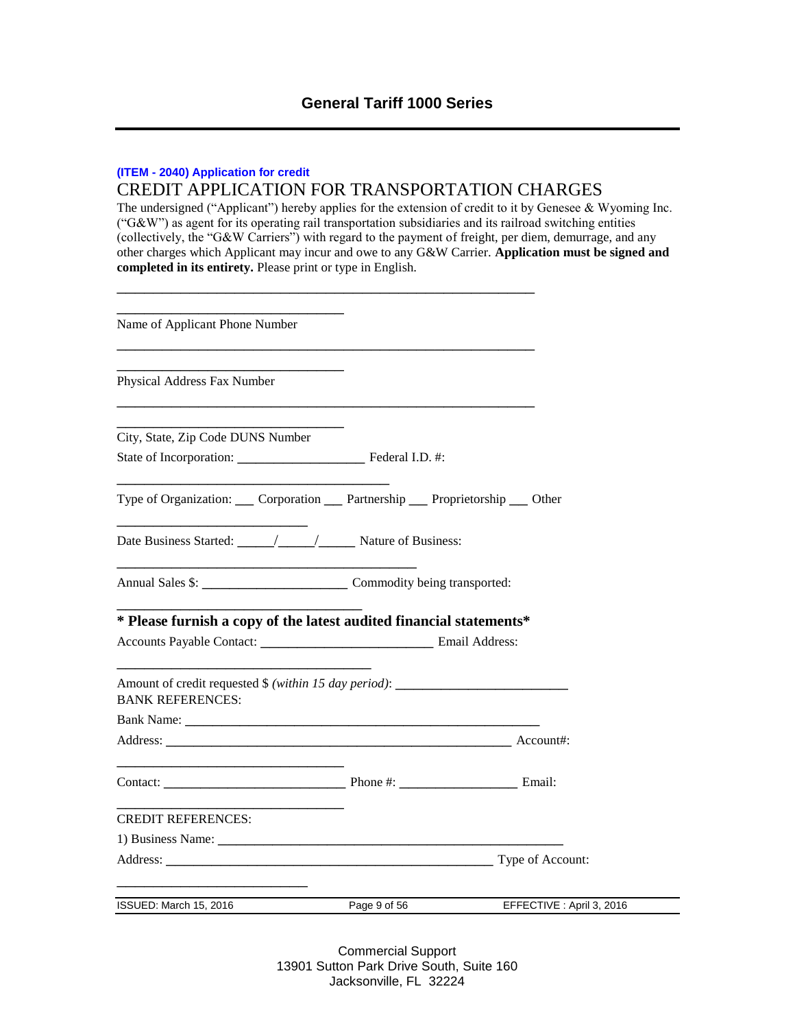**(ITEM - 2040) Application for credit**

## CREDIT APPLICATION FOR TRANSPORTATION CHARGES

The undersigned ("Applicant") hereby applies for the extension of credit to it by Genesee & Wyoming Inc. ("G&W") as agent for its operating rail transportation subsidiaries and its railroad switching entities (collectively, the "G&W Carriers") with regard to the payment of freight, per diem, demurrage, and any other charges which Applicant may incur and owe to any G&W Carrier. **Application must be signed and completed in its entirety.** Please print or type in English.

_______________________________________________________________

_________________________________

Name of Applicant Phone Number

_______________________________________________________________

_________________________________

Physical Address Fax Number

_______________________________________________________________

_________________________________

City, State, Zip Code DUNS Number

State of Incorporation: ___________________ Federal I.D. #:

________________________________________

Type of Organization: ___ Corporation ___ Partnership ___ Proprietorship ___ Other

____________________________

Date Business Started: _____/_____/_____ Nature of Business:

____________________________________________

Annual Sales $: ______________________ Commodity being transported:

____________________________________

**\* Please furnish a copy of the latest audited financial statements\***

Accounts Payable Contact: __________________________ Email Address:

______________________________________

Amount of credit requested $ *(within 15 day period)*: __________________________

BANK REFERENCES:

Bank Name: ______________________________________________________

Address: _____________________________________________________ Account#:

_________________________________

Contact: ____________________________ Phone #: __________________ Email:

_________________________________

CREDIT REFERENCES:

1) Business Name: ____________________________________________________

Address: ___________________________________________________ Type of Account:

____________________________

Commercial Support
13901 Sutton Park Drive South, Suite 160
Jacksonville, FL 32224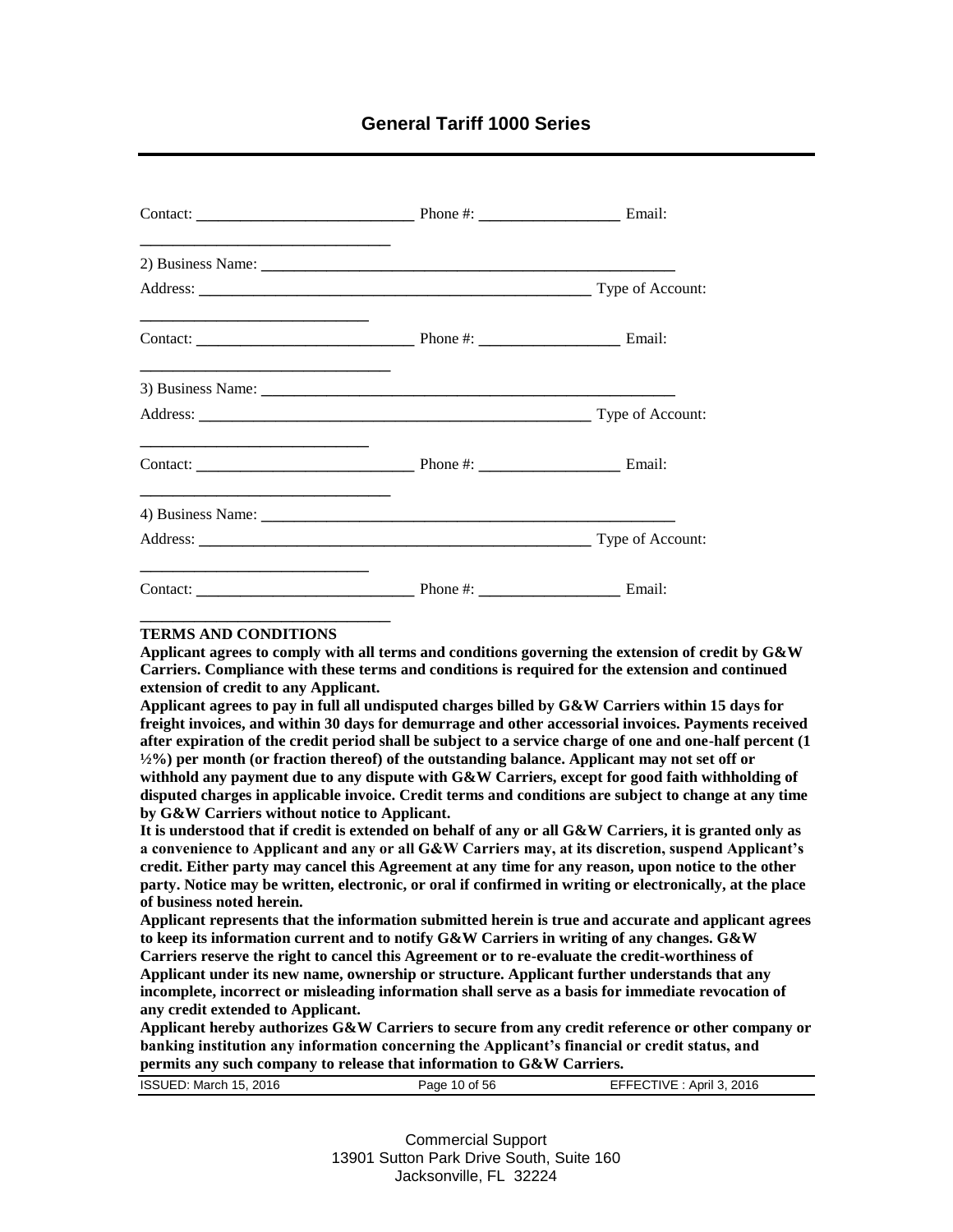Contact: ___________________________ Phone #: __________________ Email:
_______________________________

2) Business Name: ______________________________________________________

Address: ___________________________________________________ Type of Account:
_____________________________

Contact: ___________________________ Phone #: __________________ Email:
_______________________________

3) Business Name: ______________________________________________________

Address: ___________________________________________________ Type of Account:
_____________________________

Contact: ___________________________ Phone #: __________________ Email:
_______________________________

4) Business Name: ______________________________________________________

Address: ___________________________________________________ Type of Account:
_____________________________

Contact: ___________________________ Phone #: __________________ Email:
_______________________________

**TERMS AND CONDITIONS**

**Applicant agrees to comply with all terms and conditions governing the extension of credit by G&W Carriers. Compliance with these terms and conditions is required for the extension and continued extension of credit to any Applicant.**

**Applicant agrees to pay in full all undisputed charges billed by G&W Carriers within 15 days for freight invoices, and within 30 days for demurrage and other accessorial invoices. Payments received after expiration of the credit period shall be subject to a service charge of one and one-half percent (1 ½%) per month (or fraction thereof) of the outstanding balance. Applicant may not set off or withhold any payment due to any dispute with G&W Carriers, except for good faith withholding of disputed charges in applicable invoice. Credit terms and conditions are subject to change at any time by G&W Carriers without notice to Applicant.**

**It is understood that if credit is extended on behalf of any or all G&W Carriers, it is granted only as a convenience to Applicant and any or all G&W Carriers may, at its discretion, suspend Applicant's credit. Either party may cancel this Agreement at any time for any reason, upon notice to the other party. Notice may be written, electronic, or oral if confirmed in writing or electronically, at the place of business noted herein.**

**Applicant represents that the information submitted herein is true and accurate and applicant agrees to keep its information current and to notify G&W Carriers in writing of any changes. G&W Carriers reserve the right to cancel this Agreement or to re-evaluate the credit-worthiness of Applicant under its new name, ownership or structure. Applicant further understands that any incomplete, incorrect or misleading information shall serve as a basis for immediate revocation of any credit extended to Applicant.**

**Applicant hereby authorizes G&W Carriers to secure from any credit reference or other company or banking institution any information concerning the Applicant's financial or credit status, and permits any such company to release that information to G&W Carriers.**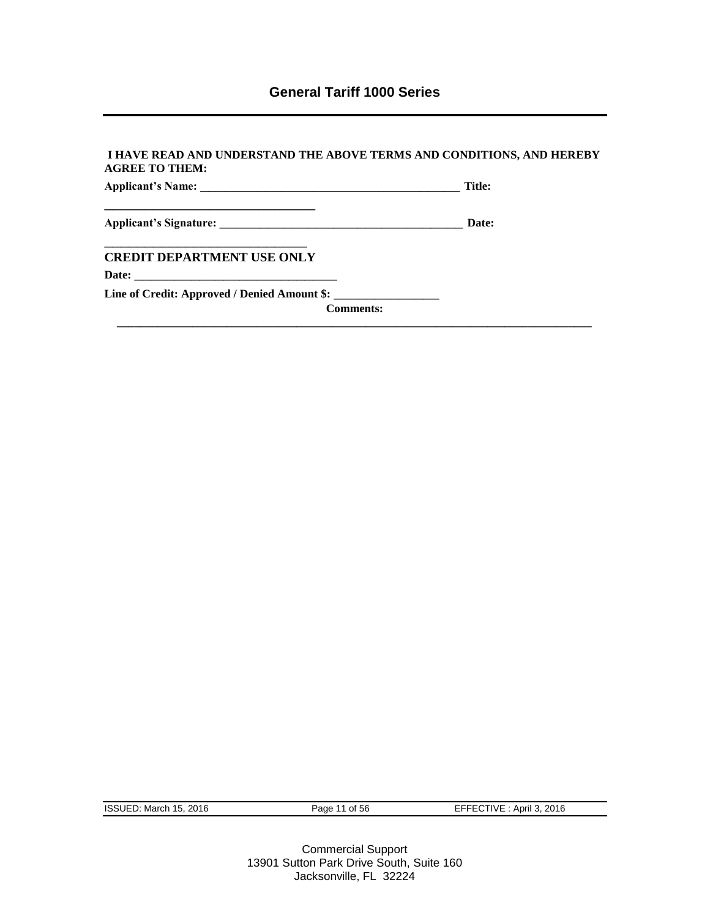**I HAVE READ AND UNDERSTAND THE ABOVE TERMS AND CONDITIONS, AND HEREBY AGREE TO THEM:**

**Applicant's Name: _____________________________________________ Title: ____________________________________**

**Applicant's Signature: ___________________________________________ Date: __________________________________**

**CREDIT DEPARTMENT USE ONLY**

**Date: ___________________________________**

**Line of Credit: Approved / Denied Amount $: __________________**

**Comments: ___________________________________________________________________________________**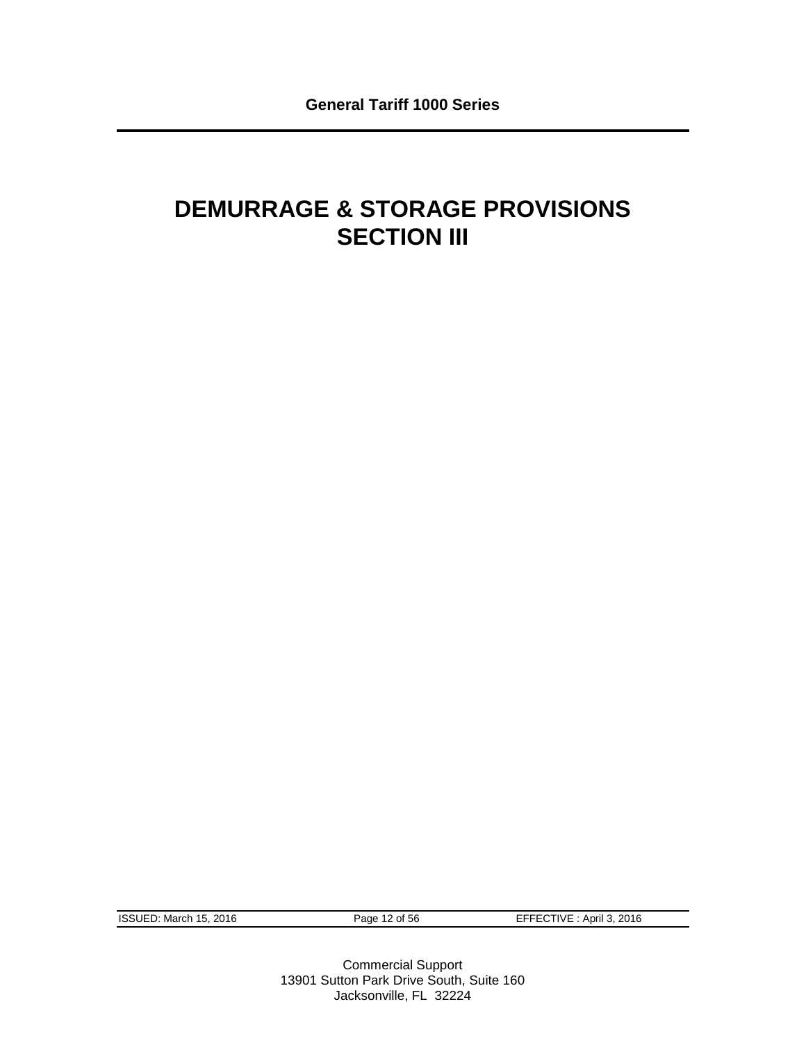# DEMURRAGE & STORAGE PROVISIONS
# SECTION III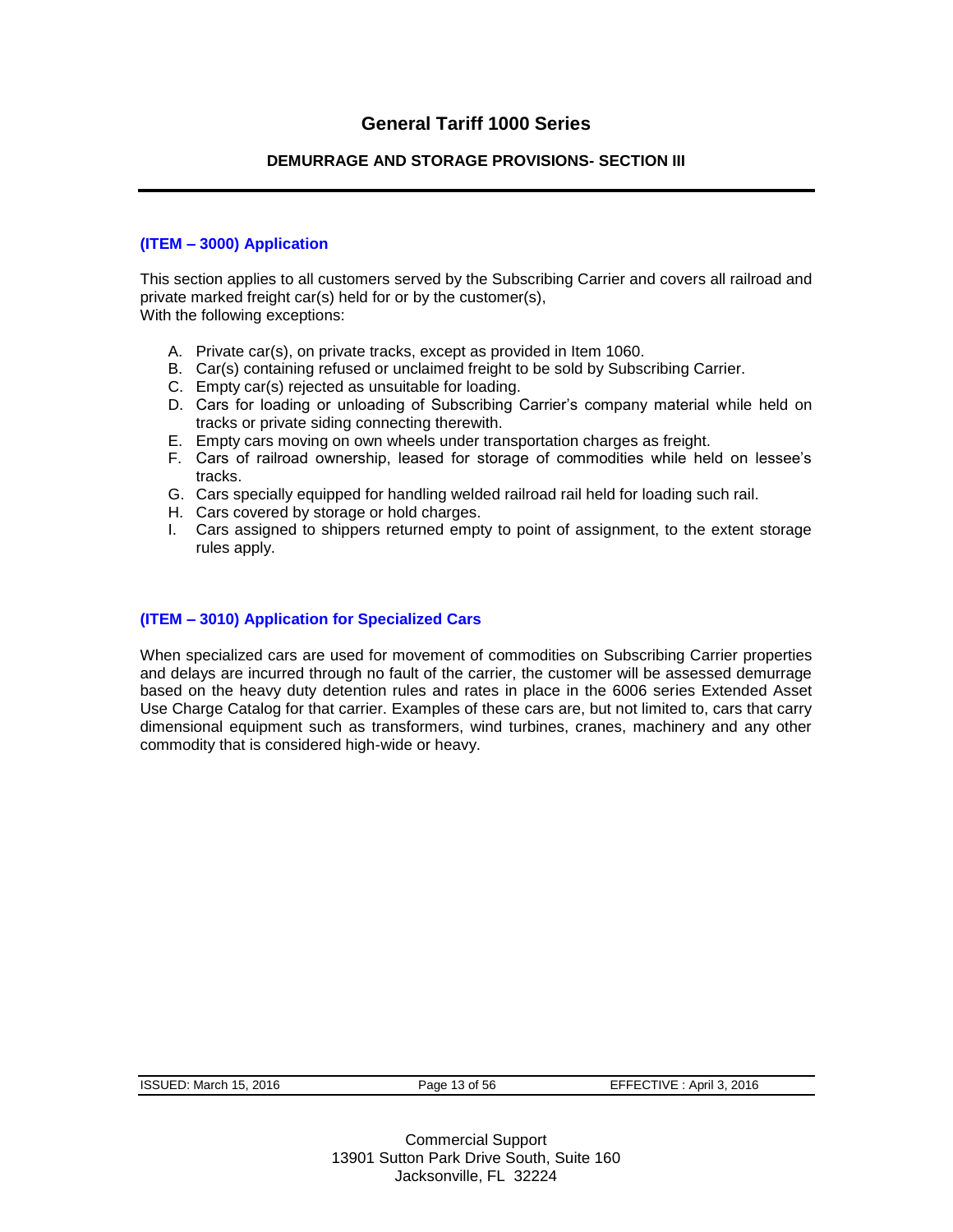# General Tariff 1000 Series

## DEMURRAGE AND STORAGE PROVISIONS- SECTION III

### (ITEM – 3000) Application

This section applies to all customers served by the Subscribing Carrier and covers all railroad and private marked freight car(s) held for or by the customer(s),
With the following exceptions:

A. Private car(s), on private tracks, except as provided in Item 1060.
B. Car(s) containing refused or unclaimed freight to be sold by Subscribing Carrier.
C. Empty car(s) rejected as unsuitable for loading.
D. Cars for loading or unloading of Subscribing Carrier's company material while held on tracks or private siding connecting therewith.
E. Empty cars moving on own wheels under transportation charges as freight.
F. Cars of railroad ownership, leased for storage of commodities while held on lessee's tracks.
G. Cars specially equipped for handling welded railroad rail held for loading such rail.
H. Cars covered by storage or hold charges.
I. Cars assigned to shippers returned empty to point of assignment, to the extent storage rules apply.

### (ITEM – 3010) Application for Specialized Cars

When specialized cars are used for movement of commodities on Subscribing Carrier properties and delays are incurred through no fault of the carrier, the customer will be assessed demurrage based on the heavy duty detention rules and rates in place in the 6006 series Extended Asset Use Charge Catalog for that carrier. Examples of these cars are, but not limited to, cars that carry dimensional equipment such as transformers, wind turbines, cranes, machinery and any other commodity that is considered high-wide or heavy.

ISSUED: March 15, 2016 EFFECTIVE : April 3, 2016

Commercial Support
13901 Sutton Park Drive South, Suite 160
Jacksonville, FL 32224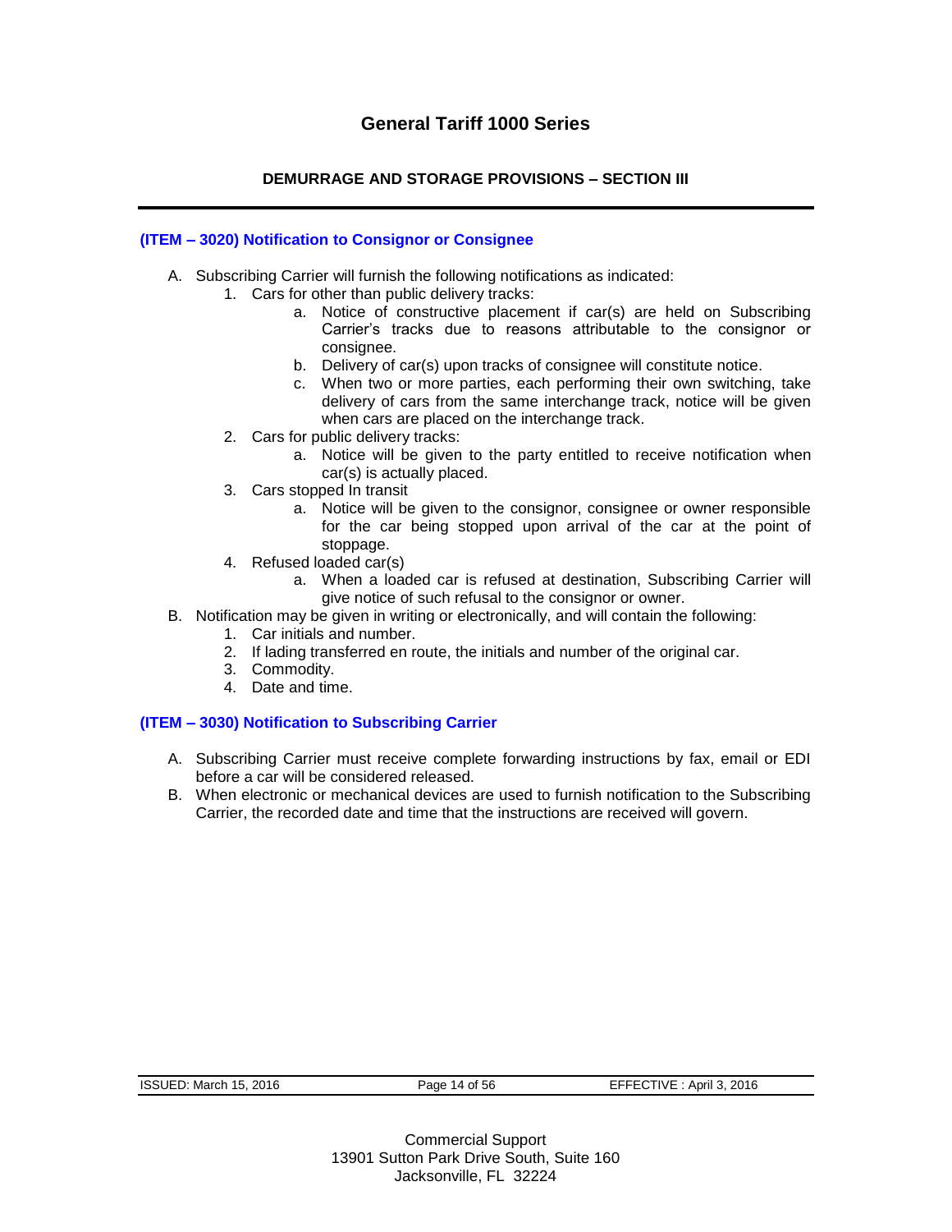# General Tariff 1000 Series

## DEMURRAGE AND STORAGE PROVISIONS – SECTION III

### (ITEM – 3020) Notification to Consignor or Consignee

A. Subscribing Carrier will furnish the following notifications as indicated:
   1. Cars for other than public delivery tracks:
      a. Notice of constructive placement if car(s) are held on Subscribing Carrier's tracks due to reasons attributable to the consignor or consignee.
      b. Delivery of car(s) upon tracks of consignee will constitute notice.
      c. When two or more parties, each performing their own switching, take delivery of cars from the same interchange track, notice will be given when cars are placed on the interchange track.
   2. Cars for public delivery tracks:
      a. Notice will be given to the party entitled to receive notification when car(s) is actually placed.
   3. Cars stopped In transit
      a. Notice will be given to the consignor, consignee or owner responsible for the car being stopped upon arrival of the car at the point of stoppage.
   4. Refused loaded car(s)
      a. When a loaded car is refused at destination, Subscribing Carrier will give notice of such refusal to the consignor or owner.

B. Notification may be given in writing or electronically, and will contain the following:
   1. Car initials and number.
   2. If lading transferred en route, the initials and number of the original car.
   3. Commodity.
   4. Date and time.

### (ITEM – 3030) Notification to Subscribing Carrier

A. Subscribing Carrier must receive complete forwarding instructions by fax, email or EDI before a car will be considered released.

B. When electronic or mechanical devices are used to furnish notification to the Subscribing Carrier, the recorded date and time that the instructions are received will govern.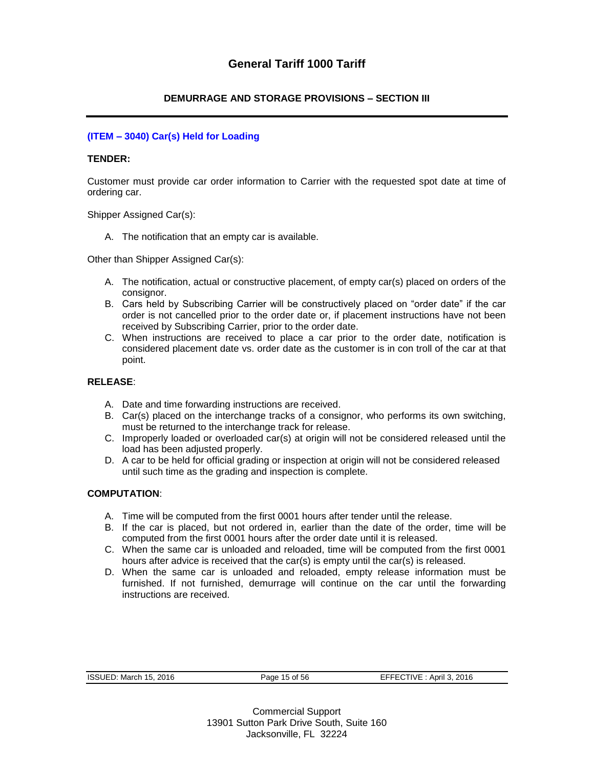# General Tariff 1000 Tariff

## DEMURRAGE AND STORAGE PROVISIONS – SECTION III

### (ITEM – 3040) Car(s) Held for Loading

**TENDER:**

Customer must provide car order information to Carrier with the requested spot date at time of ordering car.

Shipper Assigned Car(s):

A. The notification that an empty car is available.

Other than Shipper Assigned Car(s):

A. The notification, actual or constructive placement, of empty car(s) placed on orders of the consignor.
B. Cars held by Subscribing Carrier will be constructively placed on "order date" if the car order is not cancelled prior to the order date or, if placement instructions have not been received by Subscribing Carrier, prior to the order date.
C. When instructions are received to place a car prior to the order date, notification is considered placement date vs. order date as the customer is in con troll of the car at that point.

**RELEASE**:

A. Date and time forwarding instructions are received.
B. Car(s) placed on the interchange tracks of a consignor, who performs its own switching, must be returned to the interchange track for release.
C. Improperly loaded or overloaded car(s) at origin will not be considered released until the load has been adjusted properly.
D. A car to be held for official grading or inspection at origin will not be considered released until such time as the grading and inspection is complete.

**COMPUTATION**:

A. Time will be computed from the first 0001 hours after tender until the release.
B. If the car is placed, but not ordered in, earlier than the date of the order, time will be computed from the first 0001 hours after the order date until it is released.
C. When the same car is unloaded and reloaded, time will be computed from the first 0001 hours after advice is received that the car(s) is empty until the car(s) is released.
D. When the same car is unloaded and reloaded, empty release information must be furnished. If not furnished, demurrage will continue on the car until the forwarding instructions are received.

ISSUED: March 15, 2016 | EFFECTIVE : April 3, 2016

Commercial Support
13901 Sutton Park Drive South, Suite 160
Jacksonville, FL 32224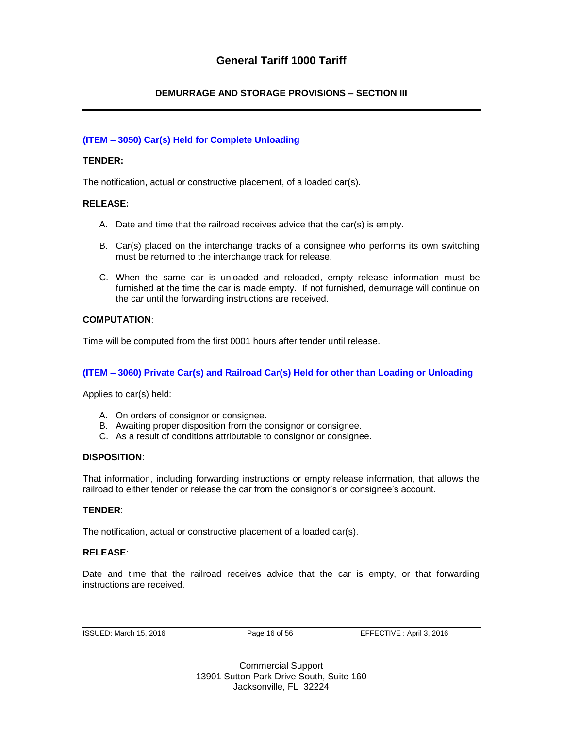# General Tariff 1000 Tariff

## DEMURRAGE AND STORAGE PROVISIONS – SECTION III

### (ITEM – 3050) Car(s) Held for Complete Unloading

**TENDER:**

The notification, actual or constructive placement, of a loaded car(s).

**RELEASE:**

A. Date and time that the railroad receives advice that the car(s) is empty.

B. Car(s) placed on the interchange tracks of a consignee who performs its own switching must be returned to the interchange track for release.

C. When the same car is unloaded and reloaded, empty release information must be furnished at the time the car is made empty. If not furnished, demurrage will continue on the car until the forwarding instructions are received.

**COMPUTATION**:

Time will be computed from the first 0001 hours after tender until release.

### (ITEM – 3060) Private Car(s) and Railroad Car(s) Held for other than Loading or Unloading

Applies to car(s) held:

A. On orders of consignor or consignee.
B. Awaiting proper disposition from the consignor or consignee.
C. As a result of conditions attributable to consignor or consignee.

**DISPOSITION**:

That information, including forwarding instructions or empty release information, that allows the railroad to either tender or release the car from the consignor's or consignee's account.

**TENDER**:

The notification, actual or constructive placement of a loaded car(s).

**RELEASE**:

Date and time that the railroad receives advice that the car is empty, or that forwarding instructions are received.

ISSUED: March 15, 2016 EFFECTIVE : April 3, 2016

Commercial Support
13901 Sutton Park Drive South, Suite 160
Jacksonville, FL 32224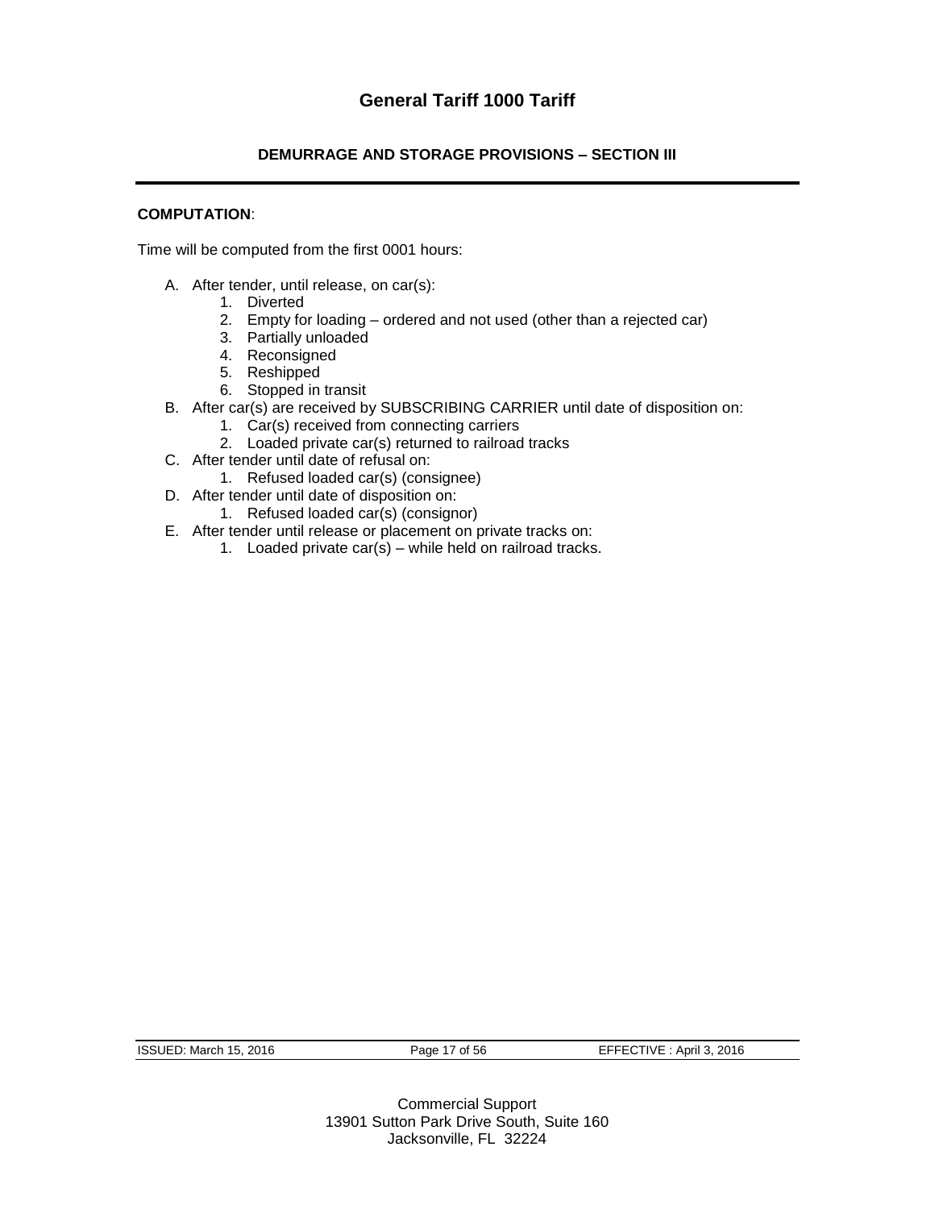**COMPUTATION**:

Time will be computed from the first 0001 hours:

A. After tender, until release, on car(s):
    1. Diverted
    2. Empty for loading – ordered and not used (other than a rejected car)
    3. Partially unloaded
    4. Reconsigned
    5. Reshipped
    6. Stopped in transit
B. After car(s) are received by SUBSCRIBING CARRIER until date of disposition on:
    1. Car(s) received from connecting carriers
    2. Loaded private car(s) returned to railroad tracks
C. After tender until date of refusal on:
    1. Refused loaded car(s) (consignee)
D. After tender until date of disposition on:
    1. Refused loaded car(s) (consignor)
E. After tender until release or placement on private tracks on:
    1. Loaded private car(s) – while held on railroad tracks.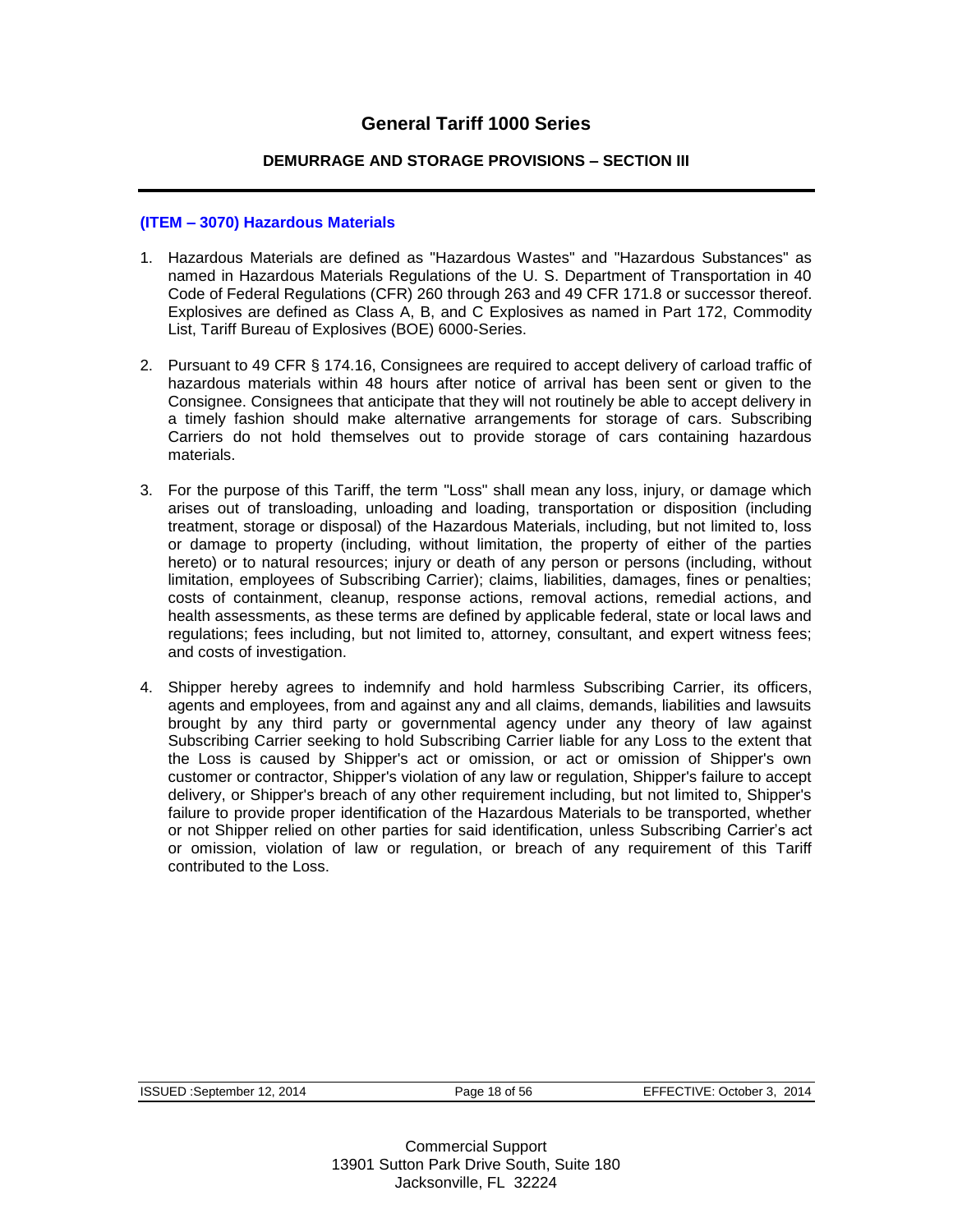## General Tariff 1000 Series

### DEMURRAGE AND STORAGE PROVISIONS – SECTION III

### (ITEM – 3070) Hazardous Materials

1. Hazardous Materials are defined as "Hazardous Wastes" and "Hazardous Substances" as named in Hazardous Materials Regulations of the U. S. Department of Transportation in 40 Code of Federal Regulations (CFR) 260 through 263 and 49 CFR 171.8 or successor thereof. Explosives are defined as Class A, B, and C Explosives as named in Part 172, Commodity List, Tariff Bureau of Explosives (BOE) 6000-Series.

2. Pursuant to 49 CFR § 174.16, Consignees are required to accept delivery of carload traffic of hazardous materials within 48 hours after notice of arrival has been sent or given to the Consignee. Consignees that anticipate that they will not routinely be able to accept delivery in a timely fashion should make alternative arrangements for storage of cars. Subscribing Carriers do not hold themselves out to provide storage of cars containing hazardous materials.

3. For the purpose of this Tariff, the term "Loss" shall mean any loss, injury, or damage which arises out of transloading, unloading and loading, transportation or disposition (including treatment, storage or disposal) of the Hazardous Materials, including, but not limited to, loss or damage to property (including, without limitation, the property of either of the parties hereto) or to natural resources; injury or death of any person or persons (including, without limitation, employees of Subscribing Carrier); claims, liabilities, damages, fines or penalties; costs of containment, cleanup, response actions, removal actions, remedial actions, and health assessments, as these terms are defined by applicable federal, state or local laws and regulations; fees including, but not limited to, attorney, consultant, and expert witness fees; and costs of investigation.

4. Shipper hereby agrees to indemnify and hold harmless Subscribing Carrier, its officers, agents and employees, from and against any and all claims, demands, liabilities and lawsuits brought by any third party or governmental agency under any theory of law against Subscribing Carrier seeking to hold Subscribing Carrier liable for any Loss to the extent that the Loss is caused by Shipper's act or omission, or act or omission of Shipper's own customer or contractor, Shipper's violation of any law or regulation, Shipper's failure to accept delivery, or Shipper's breach of any other requirement including, but not limited to, Shipper's failure to provide proper identification of the Hazardous Materials to be transported, whether or not Shipper relied on other parties for said identification, unless Subscribing Carrier's act or omission, violation of law or regulation, or breach of any requirement of this Tariff contributed to the Loss.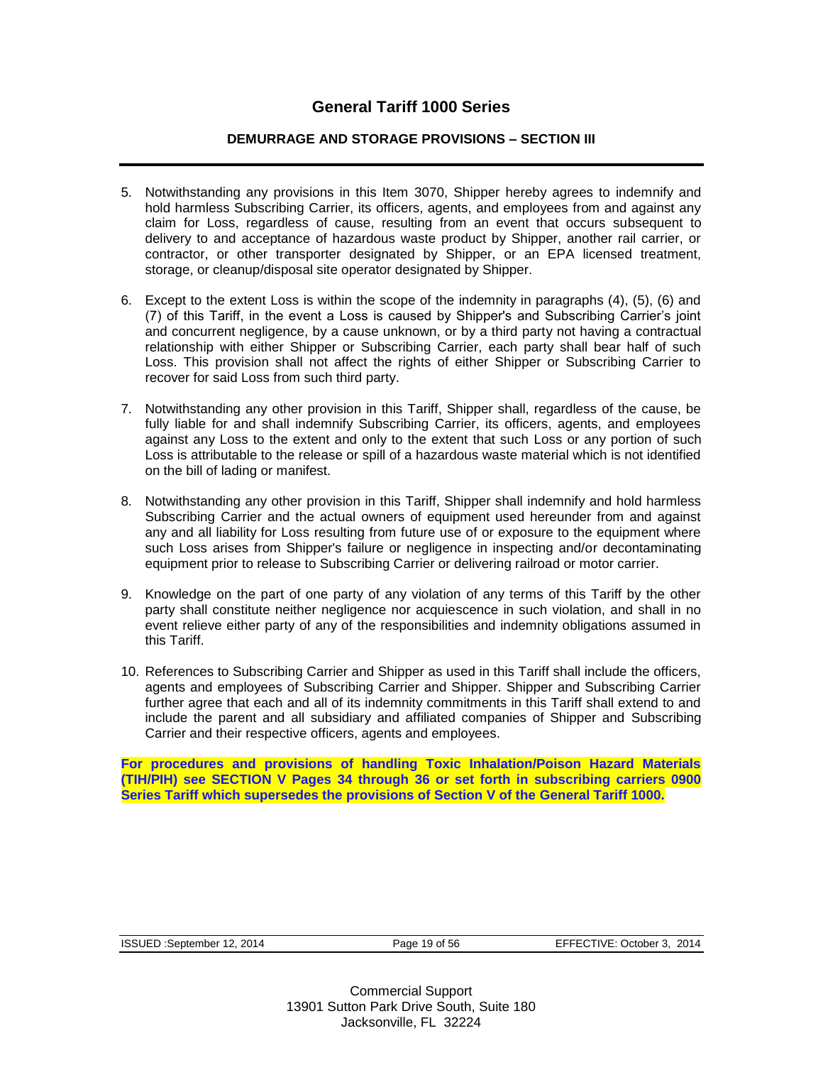5. Notwithstanding any provisions in this Item 3070, Shipper hereby agrees to indemnify and hold harmless Subscribing Carrier, its officers, agents, and employees from and against any claim for Loss, regardless of cause, resulting from an event that occurs subsequent to delivery to and acceptance of hazardous waste product by Shipper, another rail carrier, or contractor, or other transporter designated by Shipper, or an EPA licensed treatment, storage, or cleanup/disposal site operator designated by Shipper.

6. Except to the extent Loss is within the scope of the indemnity in paragraphs (4), (5), (6) and (7) of this Tariff, in the event a Loss is caused by Shipper's and Subscribing Carrier's joint and concurrent negligence, by a cause unknown, or by a third party not having a contractual relationship with either Shipper or Subscribing Carrier, each party shall bear half of such Loss. This provision shall not affect the rights of either Shipper or Subscribing Carrier to recover for said Loss from such third party.

7. Notwithstanding any other provision in this Tariff, Shipper shall, regardless of the cause, be fully liable for and shall indemnify Subscribing Carrier, its officers, agents, and employees against any Loss to the extent and only to the extent that such Loss or any portion of such Loss is attributable to the release or spill of a hazardous waste material which is not identified on the bill of lading or manifest.

8. Notwithstanding any other provision in this Tariff, Shipper shall indemnify and hold harmless Subscribing Carrier and the actual owners of equipment used hereunder from and against any and all liability for Loss resulting from future use of or exposure to the equipment where such Loss arises from Shipper's failure or negligence in inspecting and/or decontaminating equipment prior to release to Subscribing Carrier or delivering railroad or motor carrier.

9. Knowledge on the part of one party of any violation of any terms of this Tariff by the other party shall constitute neither negligence nor acquiescence in such violation, and shall in no event relieve either party of any of the responsibilities and indemnity obligations assumed in this Tariff.

10. References to Subscribing Carrier and Shipper as used in this Tariff shall include the officers, agents and employees of Subscribing Carrier and Shipper. Shipper and Subscribing Carrier further agree that each and all of its indemnity commitments in this Tariff shall extend to and include the parent and all subsidiary and affiliated companies of Shipper and Subscribing Carrier and their respective officers, agents and employees.

**For procedures and provisions of handling Toxic Inhalation/Poison Hazard Materials (TIH/PIH) see SECTION V Pages 34 through 36 or set forth in subscribing carriers 0900 Series Tariff which supersedes the provisions of Section V of the General Tariff 1000.**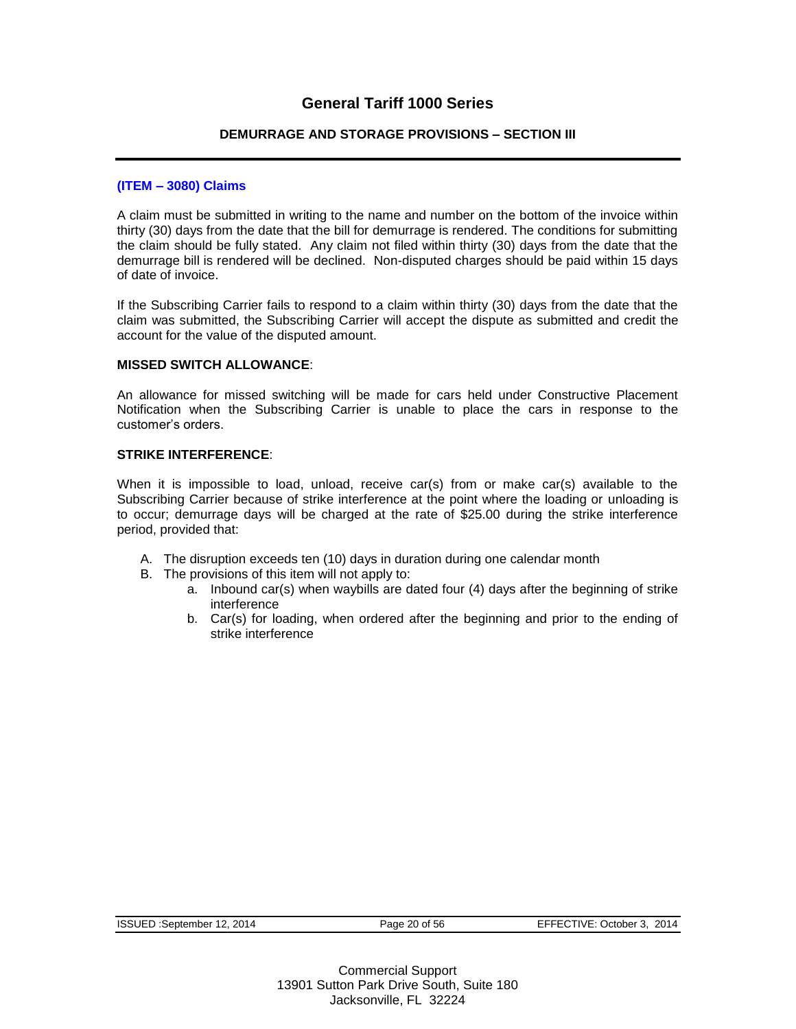# General Tariff 1000 Series

## DEMURRAGE AND STORAGE PROVISIONS – SECTION III

### (ITEM – 3080) Claims

A claim must be submitted in writing to the name and number on the bottom of the invoice within thirty (30) days from the date that the bill for demurrage is rendered. The conditions for submitting the claim should be fully stated. Any claim not filed within thirty (30) days from the date that the demurrage bill is rendered will be declined. Non-disputed charges should be paid within 15 days of date of invoice.

If the Subscribing Carrier fails to respond to a claim within thirty (30) days from the date that the claim was submitted, the Subscribing Carrier will accept the dispute as submitted and credit the account for the value of the disputed amount.

**MISSED SWITCH ALLOWANCE**:

An allowance for missed switching will be made for cars held under Constructive Placement Notification when the Subscribing Carrier is unable to place the cars in response to the customer's orders.

**STRIKE INTERFERENCE**:

When it is impossible to load, unload, receive car(s) from or make car(s) available to the Subscribing Carrier because of strike interference at the point where the loading or unloading is to occur; demurrage days will be charged at the rate of $25.00 during the strike interference period, provided that:

A. The disruption exceeds ten (10) days in duration during one calendar month
B. The provisions of this item will not apply to:
   a. Inbound car(s) when waybills are dated four (4) days after the beginning of strike interference
   b. Car(s) for loading, when ordered after the beginning and prior to the ending of strike interference

Commercial Support
13901 Sutton Park Drive South, Suite 180
Jacksonville, FL 32224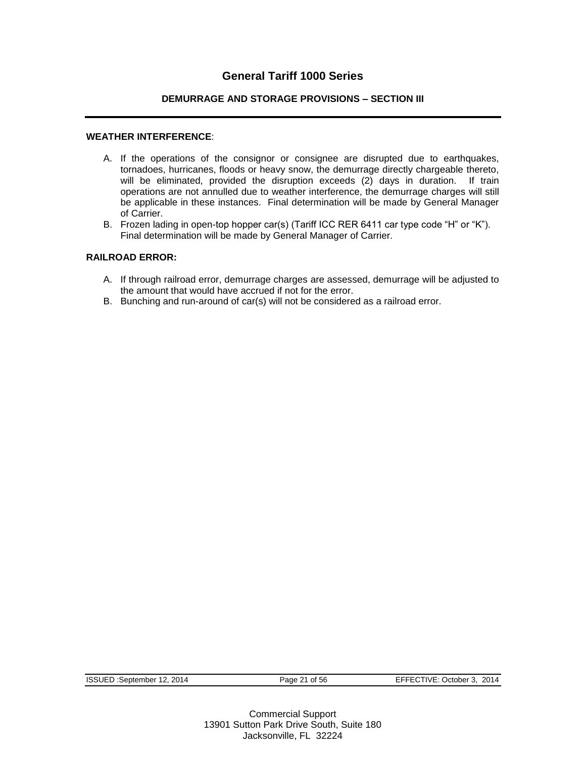# General Tariff 1000 Series

## DEMURRAGE AND STORAGE PROVISIONS – SECTION III

**WEATHER INTERFERENCE**:

A. If the operations of the consignor or consignee are disrupted due to earthquakes, tornadoes, hurricanes, floods or heavy snow, the demurrage directly chargeable thereto, will be eliminated, provided the disruption exceeds (2) days in duration. If train operations are not annulled due to weather interference, the demurrage charges will still be applicable in these instances. Final determination will be made by General Manager of Carrier.
B. Frozen lading in open-top hopper car(s) (Tariff ICC RER 6411 car type code "H" or "K"). Final determination will be made by General Manager of Carrier.

**RAILROAD ERROR:**

A. If through railroad error, demurrage charges are assessed, demurrage will be adjusted to the amount that would have accrued if not for the error.
B. Bunching and run-around of car(s) will not be considered as a railroad error.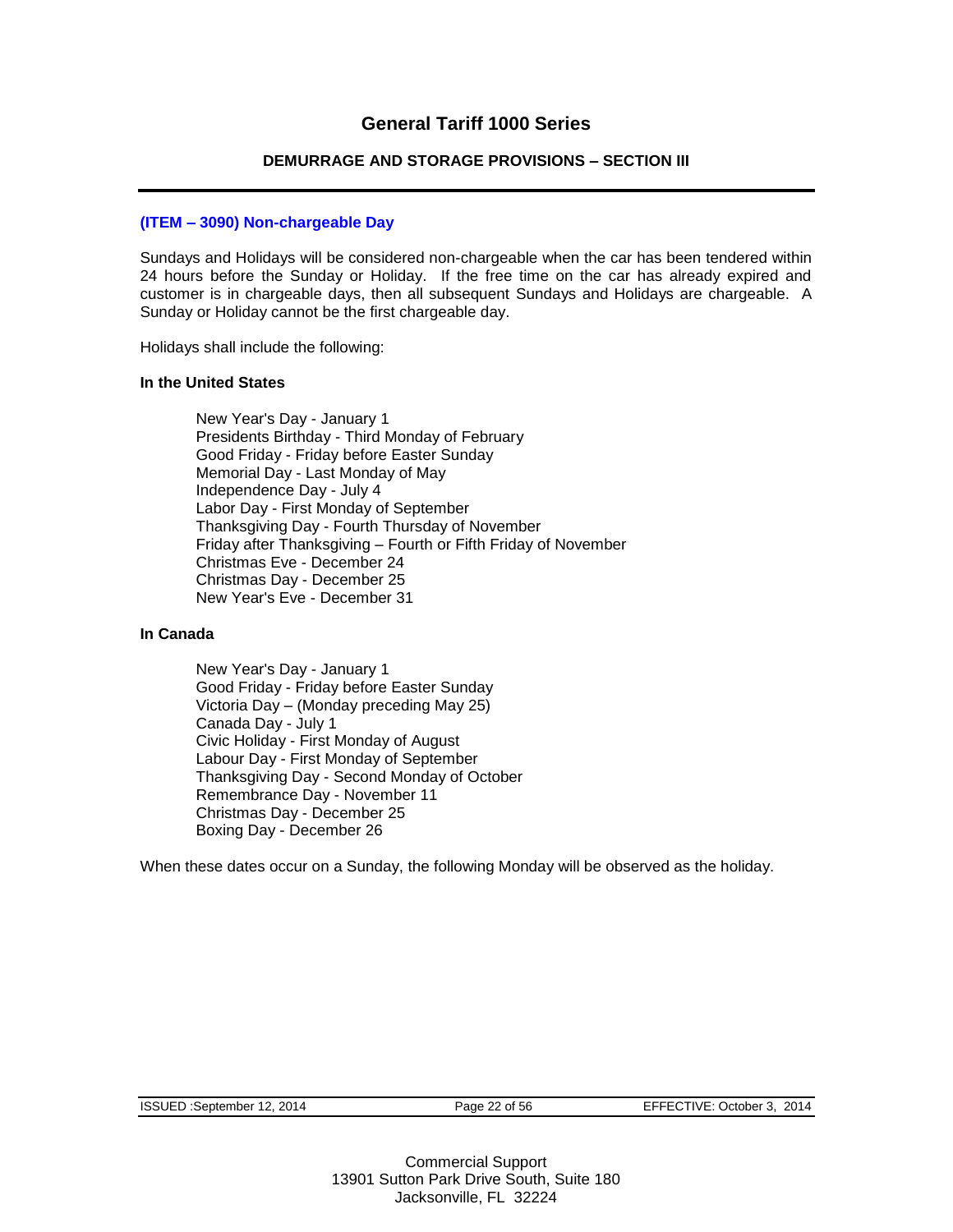# General Tariff 1000 Series

## DEMURRAGE AND STORAGE PROVISIONS – SECTION III

### (ITEM – 3090) Non-chargeable Day

Sundays and Holidays will be considered non-chargeable when the car has been tendered within 24 hours before the Sunday or Holiday. If the free time on the car has already expired and customer is in chargeable days, then all subsequent Sundays and Holidays are chargeable. A Sunday or Holiday cannot be the first chargeable day.

Holidays shall include the following:

**In the United States**

New Year's Day - January 1
Presidents Birthday - Third Monday of February
Good Friday - Friday before Easter Sunday
Memorial Day - Last Monday of May
Independence Day - July 4
Labor Day - First Monday of September
Thanksgiving Day - Fourth Thursday of November
Friday after Thanksgiving – Fourth or Fifth Friday of November
Christmas Eve - December 24
Christmas Day - December 25
New Year's Eve - December 31

**In Canada**

New Year's Day - January 1
Good Friday - Friday before Easter Sunday
Victoria Day – (Monday preceding May 25)
Canada Day - July 1
Civic Holiday - First Monday of August
Labour Day - First Monday of September
Thanksgiving Day - Second Monday of October
Remembrance Day - November 11
Christmas Day - December 25
Boxing Day - December 26

When these dates occur on a Sunday, the following Monday will be observed as the holiday.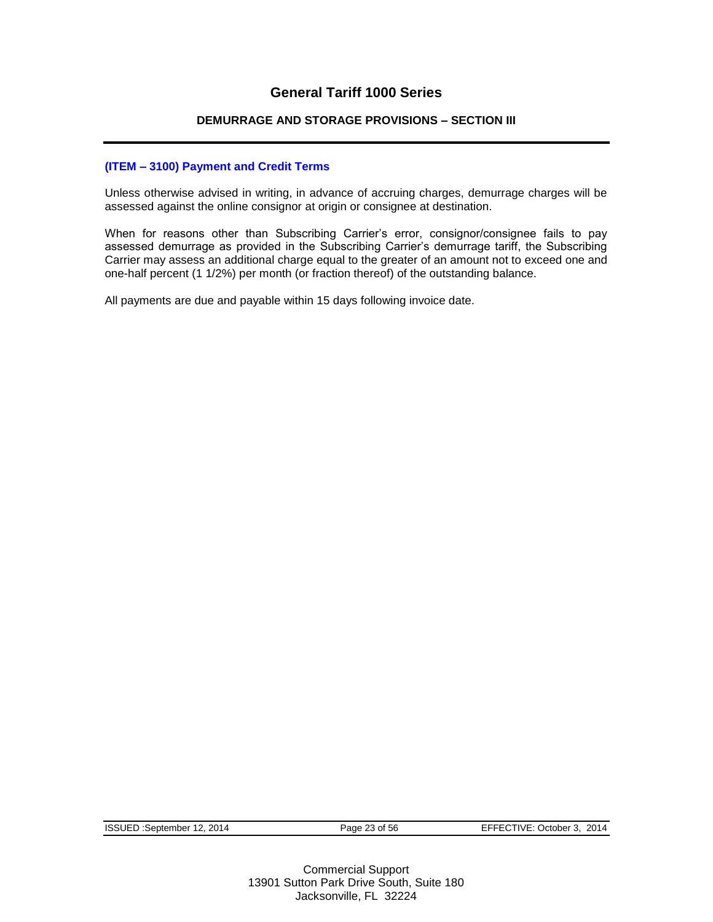# General Tariff 1000 Series

## DEMURRAGE AND STORAGE PROVISIONS – SECTION III

### (ITEM – 3100) Payment and Credit Terms

Unless otherwise advised in writing, in advance of accruing charges, demurrage charges will be assessed against the online consignor at origin or consignee at destination.

When for reasons other than Subscribing Carrier's error, consignor/consignee fails to pay assessed demurrage as provided in the Subscribing Carrier's demurrage tariff, the Subscribing Carrier may assess an additional charge equal to the greater of an amount not to exceed one and one-half percent (1 1/2%) per month (or fraction thereof) of the outstanding balance.

All payments are due and payable within 15 days following invoice date.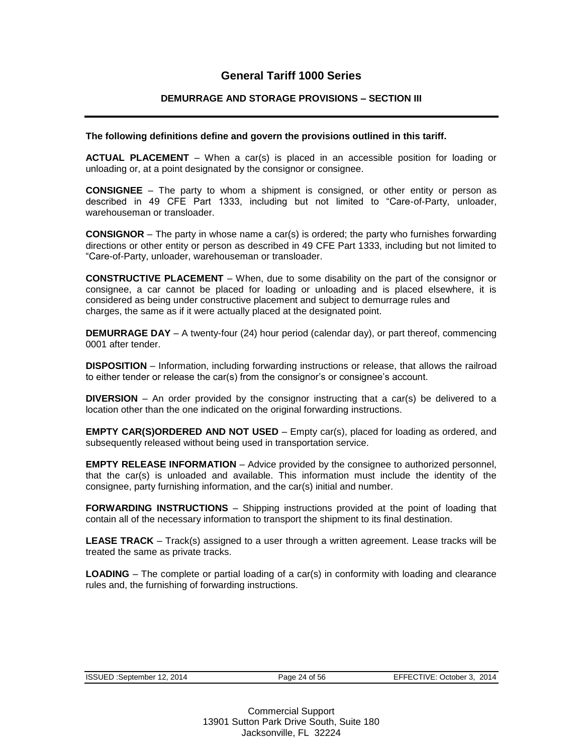# General Tariff 1000 Series

## DEMURRAGE AND STORAGE PROVISIONS – SECTION III

**The following definitions define and govern the provisions outlined in this tariff.**

**ACTUAL PLACEMENT** – When a car(s) is placed in an accessible position for loading or unloading or, at a point designated by the consignor or consignee.

**CONSIGNEE** – The party to whom a shipment is consigned, or other entity or person as described in 49 CFE Part 1333, including but not limited to "Care-of-Party, unloader, warehouseman or transloader.

**CONSIGNOR** – The party in whose name a car(s) is ordered; the party who furnishes forwarding directions or other entity or person as described in 49 CFE Part 1333, including but not limited to "Care-of-Party, unloader, warehouseman or transloader.

**CONSTRUCTIVE PLACEMENT** – When, due to some disability on the part of the consignor or consignee, a car cannot be placed for loading or unloading and is placed elsewhere, it is considered as being under constructive placement and subject to demurrage rules and charges, the same as if it were actually placed at the designated point.

**DEMURRAGE DAY** – A twenty-four (24) hour period (calendar day), or part thereof, commencing 0001 after tender.

**DISPOSITION** – Information, including forwarding instructions or release, that allows the railroad to either tender or release the car(s) from the consignor's or consignee's account.

**DIVERSION** – An order provided by the consignor instructing that a car(s) be delivered to a location other than the one indicated on the original forwarding instructions.

**EMPTY CAR(S)ORDERED AND NOT USED** – Empty car(s), placed for loading as ordered, and subsequently released without being used in transportation service.

**EMPTY RELEASE INFORMATION** – Advice provided by the consignee to authorized personnel, that the car(s) is unloaded and available. This information must include the identity of the consignee, party furnishing information, and the car(s) initial and number.

**FORWARDING INSTRUCTIONS** – Shipping instructions provided at the point of loading that contain all of the necessary information to transport the shipment to its final destination.

**LEASE TRACK** – Track(s) assigned to a user through a written agreement. Lease tracks will be treated the same as private tracks.

**LOADING** – The complete or partial loading of a car(s) in conformity with loading and clearance rules and, the furnishing of forwarding instructions.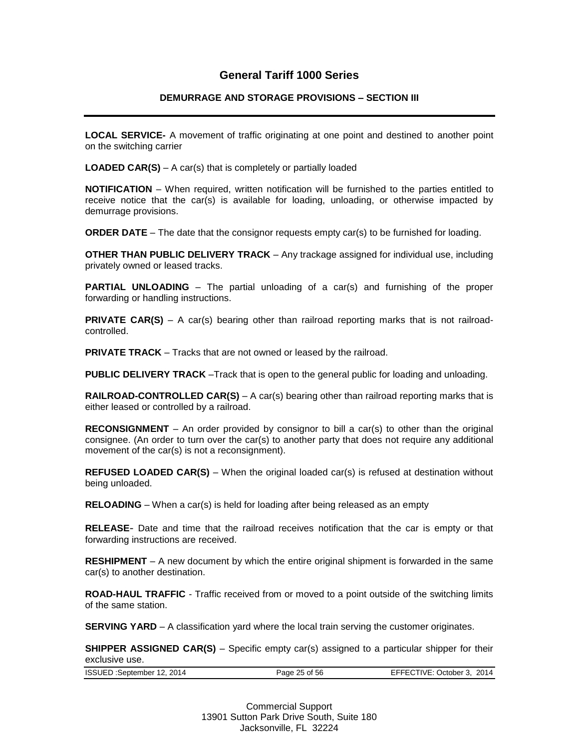**LOCAL SERVICE-** A movement of traffic originating at one point and destined to another point on the switching carrier

**LOADED CAR(S)** – A car(s) that is completely or partially loaded

**NOTIFICATION** – When required, written notification will be furnished to the parties entitled to receive notice that the car(s) is available for loading, unloading, or otherwise impacted by demurrage provisions.

**ORDER DATE** – The date that the consignor requests empty car(s) to be furnished for loading.

**OTHER THAN PUBLIC DELIVERY TRACK** – Any trackage assigned for individual use, including privately owned or leased tracks.

**PARTIAL UNLOADING** – The partial unloading of a car(s) and furnishing of the proper forwarding or handling instructions.

**PRIVATE CAR(S)** – A car(s) bearing other than railroad reporting marks that is not railroad-controlled.

**PRIVATE TRACK** – Tracks that are not owned or leased by the railroad.

**PUBLIC DELIVERY TRACK** –Track that is open to the general public for loading and unloading.

**RAILROAD-CONTROLLED CAR(S)** – A car(s) bearing other than railroad reporting marks that is either leased or controlled by a railroad.

**RECONSIGNMENT** – An order provided by consignor to bill a car(s) to other than the original consignee. (An order to turn over the car(s) to another party that does not require any additional movement of the car(s) is not a reconsignment).

**REFUSED LOADED CAR(S)** – When the original loaded car(s) is refused at destination without being unloaded.

**RELOADING** – When a car(s) is held for loading after being released as an empty

**RELEASE**- Date and time that the railroad receives notification that the car is empty or that forwarding instructions are received.

**RESHIPMENT** – A new document by which the entire original shipment is forwarded in the same car(s) to another destination.

**ROAD-HAUL TRAFFIC** - Traffic received from or moved to a point outside of the switching limits of the same station.

**SERVING YARD** – A classification yard where the local train serving the customer originates.

**SHIPPER ASSIGNED CAR(S)** – Specific empty car(s) assigned to a particular shipper for their exclusive use.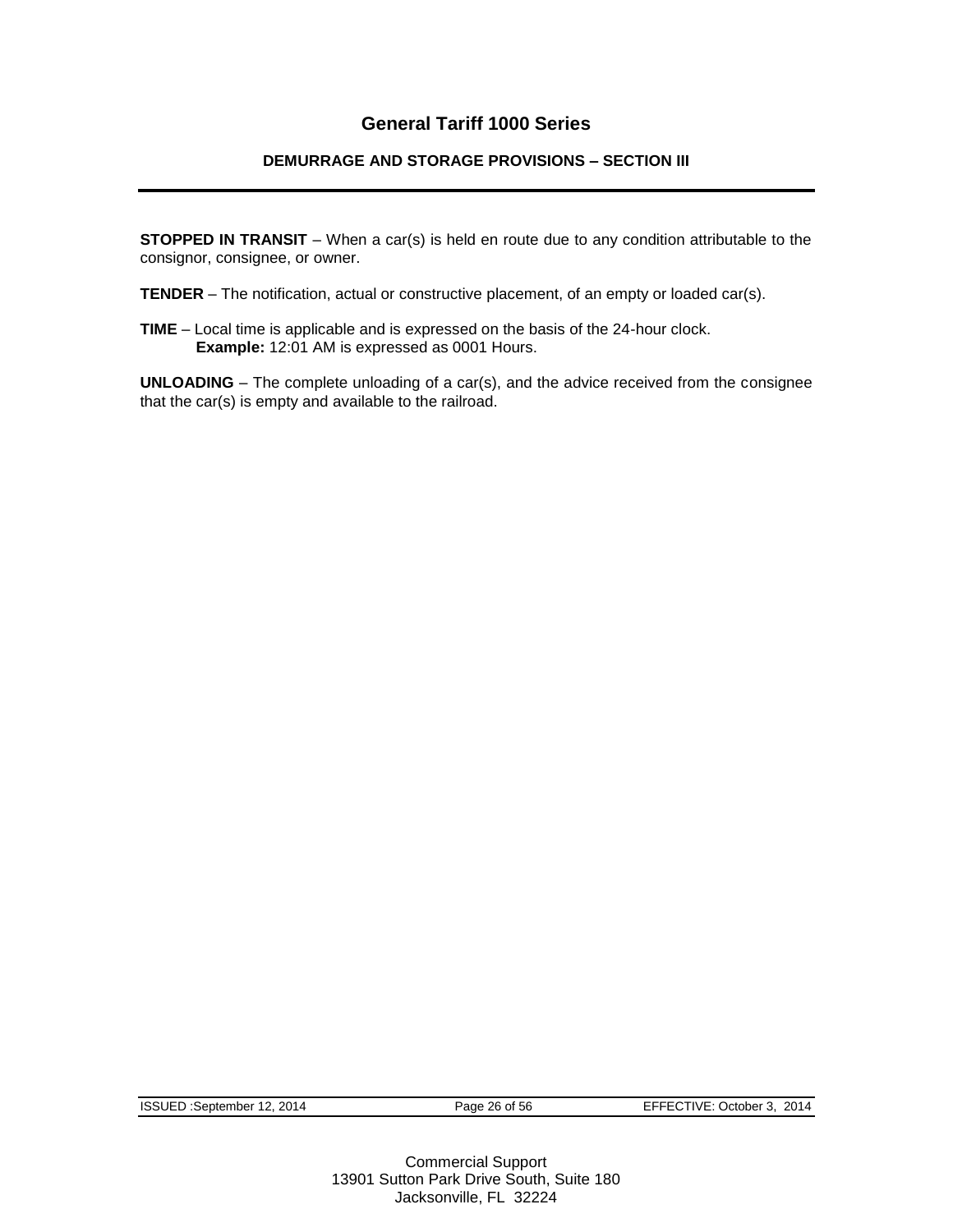**STOPPED IN TRANSIT** – When a car(s) is held en route due to any condition attributable to the consignor, consignee, or owner.

**TENDER** – The notification, actual or constructive placement, of an empty or loaded car(s).

**TIME** – Local time is applicable and is expressed on the basis of the 24-hour clock.
 **Example:** 12:01 AM is expressed as 0001 Hours.

**UNLOADING** – The complete unloading of a car(s), and the advice received from the consignee that the car(s) is empty and available to the railroad.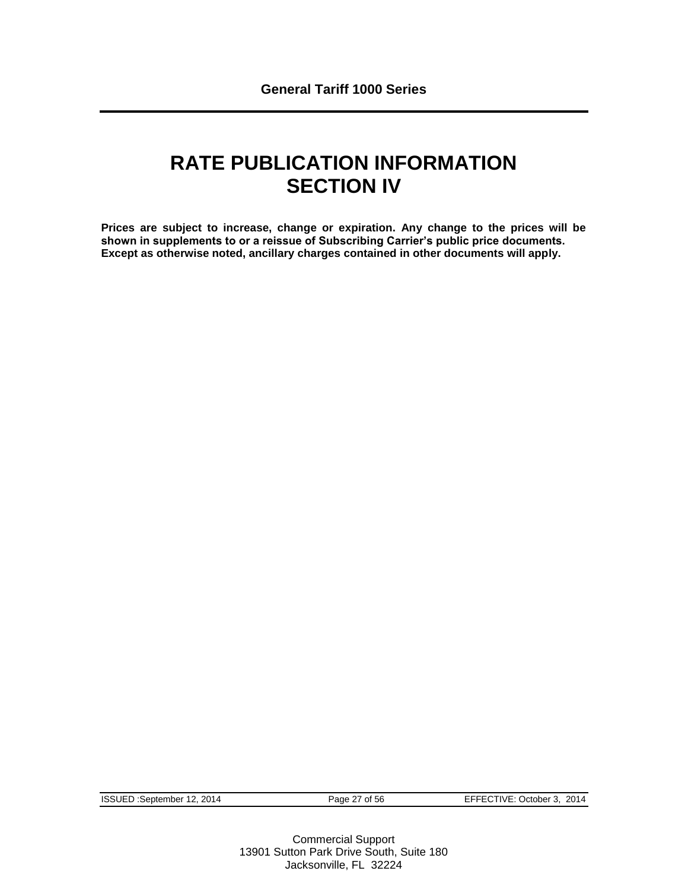# RATE PUBLICATION INFORMATION
# SECTION IV

**Prices are subject to increase, change or expiration. Any change to the prices will be shown in supplements to or a reissue of Subscribing Carrier's public price documents. Except as otherwise noted, ancillary charges contained in other documents will apply.**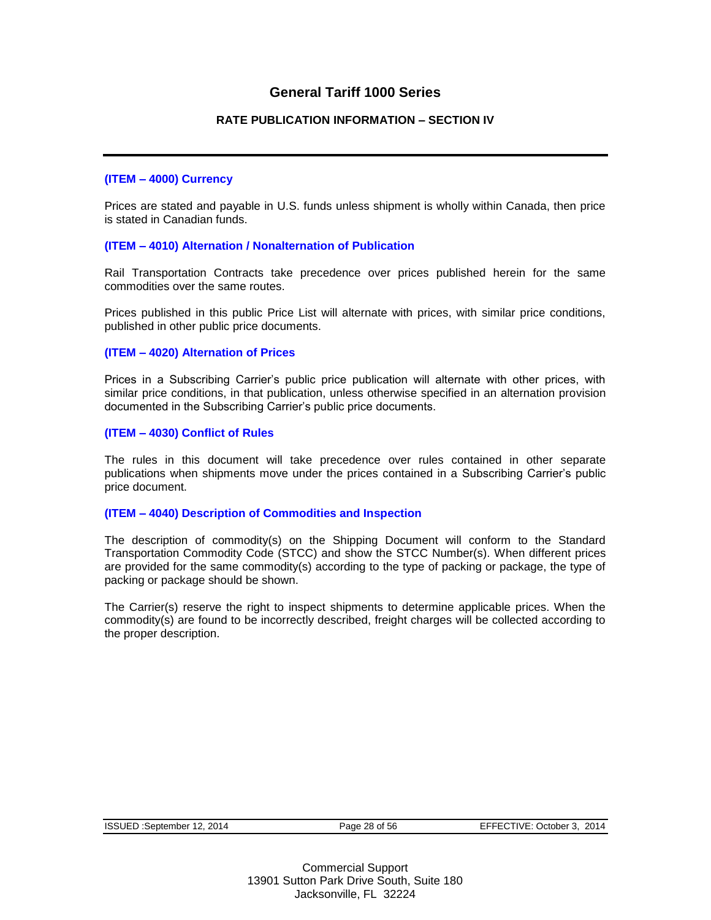# General Tariff 1000 Series

## RATE PUBLICATION INFORMATION – SECTION IV

---

### (ITEM – 4000) Currency

Prices are stated and payable in U.S. funds unless shipment is wholly within Canada, then price is stated in Canadian funds.

### (ITEM – 4010) Alternation / Nonalternation of Publication

Rail Transportation Contracts take precedence over prices published herein for the same commodities over the same routes.

Prices published in this public Price List will alternate with prices, with similar price conditions, published in other public price documents.

### (ITEM – 4020) Alternation of Prices

Prices in a Subscribing Carrier's public price publication will alternate with other prices, with similar price conditions, in that publication, unless otherwise specified in an alternation provision documented in the Subscribing Carrier's public price documents.

### (ITEM – 4030) Conflict of Rules

The rules in this document will take precedence over rules contained in other separate publications when shipments move under the prices contained in a Subscribing Carrier's public price document.

### (ITEM – 4040) Description of Commodities and Inspection

The description of commodity(s) on the Shipping Document will conform to the Standard Transportation Commodity Code (STCC) and show the STCC Number(s). When different prices are provided for the same commodity(s) according to the type of packing or package, the type of packing or package should be shown.

The Carrier(s) reserve the right to inspect shipments to determine applicable prices. When the commodity(s) are found to be incorrectly described, freight charges will be collected according to the proper description.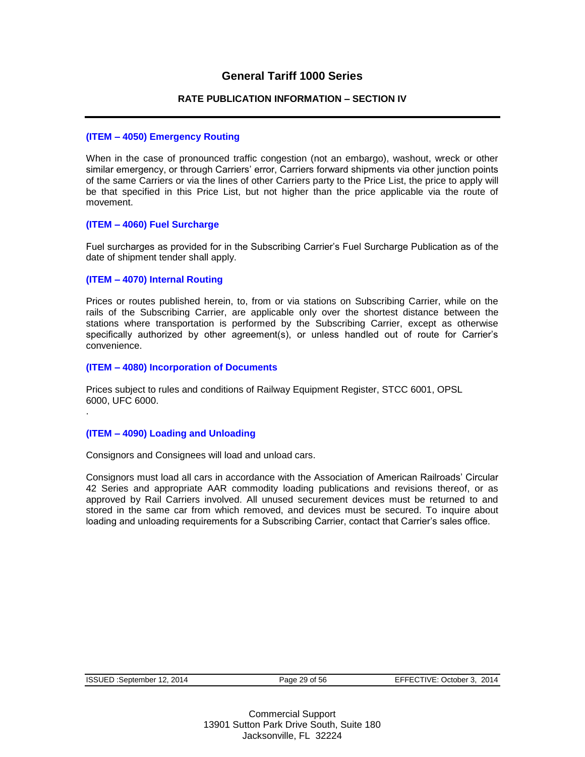# General Tariff 1000 Series

## RATE PUBLICATION INFORMATION – SECTION IV

### (ITEM – 4050) Emergency Routing

When in the case of pronounced traffic congestion (not an embargo), washout, wreck or other similar emergency, or through Carriers' error, Carriers forward shipments via other junction points of the same Carriers or via the lines of other Carriers party to the Price List, the price to apply will be that specified in this Price List, but not higher than the price applicable via the route of movement.

### (ITEM – 4060) Fuel Surcharge

Fuel surcharges as provided for in the Subscribing Carrier's Fuel Surcharge Publication as of the date of shipment tender shall apply.

### (ITEM – 4070) Internal Routing

Prices or routes published herein, to, from or via stations on Subscribing Carrier, while on the rails of the Subscribing Carrier, are applicable only over the shortest distance between the stations where transportation is performed by the Subscribing Carrier, except as otherwise specifically authorized by other agreement(s), or unless handled out of route for Carrier's convenience.

### (ITEM – 4080) Incorporation of Documents

Prices subject to rules and conditions of Railway Equipment Register, STCC 6001, OPSL 6000, UFC 6000.

### (ITEM – 4090) Loading and Unloading

Consignors and Consignees will load and unload cars.

Consignors must load all cars in accordance with the Association of American Railroads' Circular 42 Series and appropriate AAR commodity loading publications and revisions thereof, or as approved by Rail Carriers involved. All unused securement devices must be returned to and stored in the same car from which removed, and devices must be secured. To inquire about loading and unloading requirements for a Subscribing Carrier, contact that Carrier's sales office.

ISSUED :September 12, 2014 | EFFECTIVE: October 3, 2014

Commercial Support
13901 Sutton Park Drive South, Suite 180
Jacksonville, FL 32224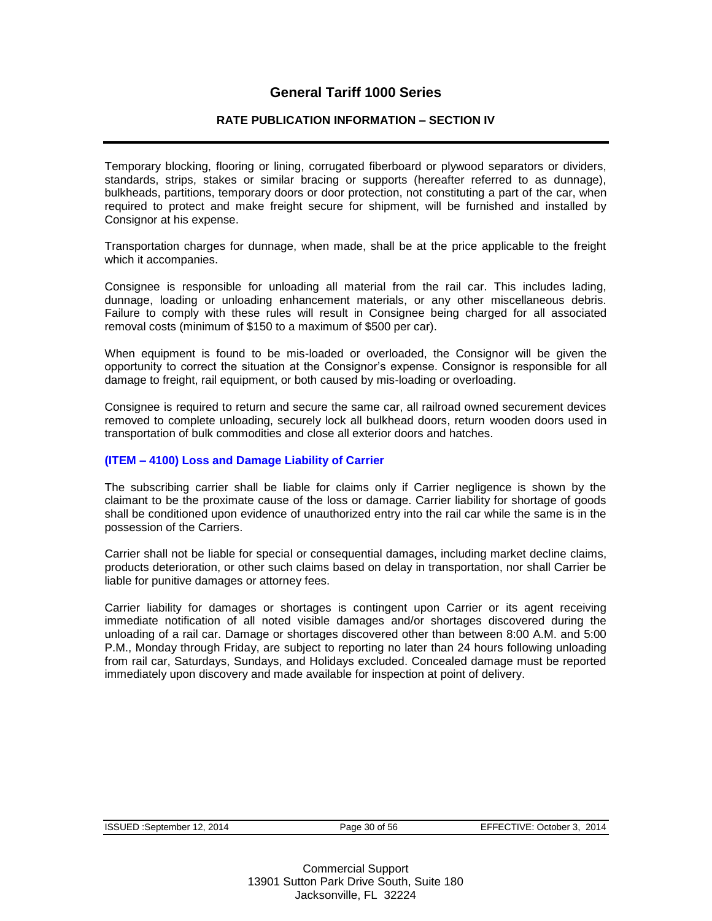Temporary blocking, flooring or lining, corrugated fiberboard or plywood separators or dividers, standards, strips, stakes or similar bracing or supports (hereafter referred to as dunnage), bulkheads, partitions, temporary doors or door protection, not constituting a part of the car, when required to protect and make freight secure for shipment, will be furnished and installed by Consignor at his expense.

Transportation charges for dunnage, when made, shall be at the price applicable to the freight which it accompanies.

Consignee is responsible for unloading all material from the rail car. This includes lading, dunnage, loading or unloading enhancement materials, or any other miscellaneous debris. Failure to comply with these rules will result in Consignee being charged for all associated removal costs (minimum of $150 to a maximum of $500 per car).

When equipment is found to be mis-loaded or overloaded, the Consignor will be given the opportunity to correct the situation at the Consignor's expense. Consignor is responsible for all damage to freight, rail equipment, or both caused by mis-loading or overloading.

Consignee is required to return and secure the same car, all railroad owned securement devices removed to complete unloading, securely lock all bulkhead doors, return wooden doors used in transportation of bulk commodities and close all exterior doors and hatches.

### (ITEM – 4100) Loss and Damage Liability of Carrier

The subscribing carrier shall be liable for claims only if Carrier negligence is shown by the claimant to be the proximate cause of the loss or damage. Carrier liability for shortage of goods shall be conditioned upon evidence of unauthorized entry into the rail car while the same is in the possession of the Carriers.

Carrier shall not be liable for special or consequential damages, including market decline claims, products deterioration, or other such claims based on delay in transportation, nor shall Carrier be liable for punitive damages or attorney fees.

Carrier liability for damages or shortages is contingent upon Carrier or its agent receiving immediate notification of all noted visible damages and/or shortages discovered during the unloading of a rail car. Damage or shortages discovered other than between 8:00 A.M. and 5:00 P.M., Monday through Friday, are subject to reporting no later than 24 hours following unloading from rail car, Saturdays, Sundays, and Holidays excluded. Concealed damage must be reported immediately upon discovery and made available for inspection at point of delivery.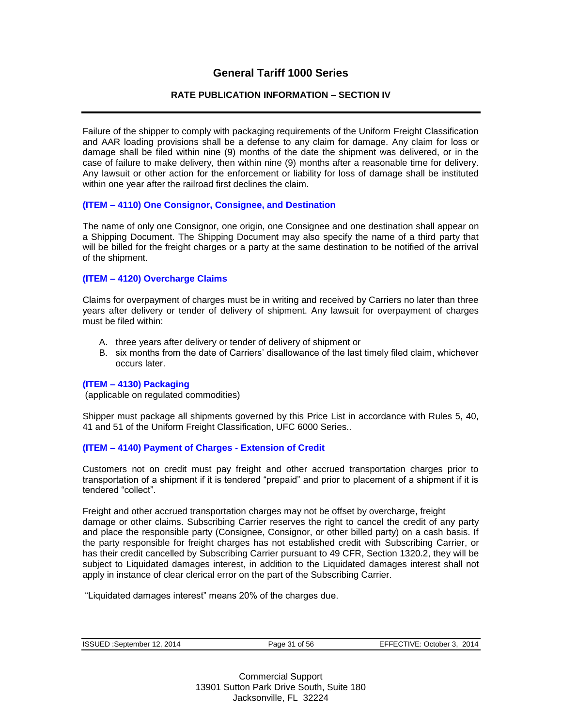Failure of the shipper to comply with packaging requirements of the Uniform Freight Classification and AAR loading provisions shall be a defense to any claim for damage. Any claim for loss or damage shall be filed within nine (9) months of the date the shipment was delivered, or in the case of failure to make delivery, then within nine (9) months after a reasonable time for delivery. Any lawsuit or other action for the enforcement or liability for loss of damage shall be instituted within one year after the railroad first declines the claim.

### (ITEM – 4110) One Consignor, Consignee, and Destination

The name of only one Consignor, one origin, one Consignee and one destination shall appear on a Shipping Document. The Shipping Document may also specify the name of a third party that will be billed for the freight charges or a party at the same destination to be notified of the arrival of the shipment.

### (ITEM – 4120) Overcharge Claims

Claims for overpayment of charges must be in writing and received by Carriers no later than three years after delivery or tender of delivery of shipment. Any lawsuit for overpayment of charges must be filed within:

A. three years after delivery or tender of delivery of shipment or
B. six months from the date of Carriers' disallowance of the last timely filed claim, whichever occurs later.

### (ITEM – 4130) Packaging

(applicable on regulated commodities)

Shipper must package all shipments governed by this Price List in accordance with Rules 5, 40, 41 and 51 of the Uniform Freight Classification, UFC 6000 Series..

### (ITEM – 4140) Payment of Charges - Extension of Credit

Customers not on credit must pay freight and other accrued transportation charges prior to transportation of a shipment if it is tendered "prepaid" and prior to placement of a shipment if it is tendered "collect".

Freight and other accrued transportation charges may not be offset by overcharge, freight damage or other claims. Subscribing Carrier reserves the right to cancel the credit of any party and place the responsible party (Consignee, Consignor, or other billed party) on a cash basis. If the party responsible for freight charges has not established credit with Subscribing Carrier, or has their credit cancelled by Subscribing Carrier pursuant to 49 CFR, Section 1320.2, they will be subject to Liquidated damages interest, in addition to the Liquidated damages interest shall not apply in instance of clear clerical error on the part of the Subscribing Carrier.

"Liquidated damages interest" means 20% of the charges due.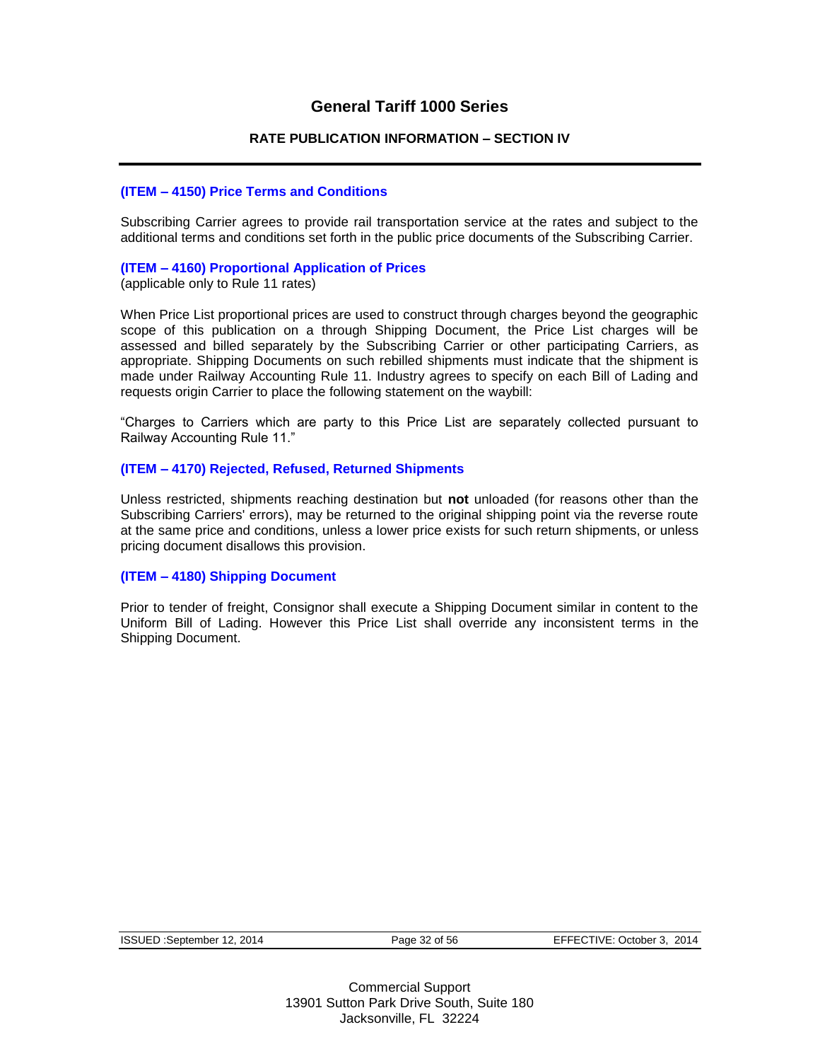# General Tariff 1000 Series

## RATE PUBLICATION INFORMATION – SECTION IV

### (ITEM – 4150) Price Terms and Conditions

Subscribing Carrier agrees to provide rail transportation service at the rates and subject to the additional terms and conditions set forth in the public price documents of the Subscribing Carrier.

### (ITEM – 4160) Proportional Application of Prices

(applicable only to Rule 11 rates)

When Price List proportional prices are used to construct through charges beyond the geographic scope of this publication on a through Shipping Document, the Price List charges will be assessed and billed separately by the Subscribing Carrier or other participating Carriers, as appropriate. Shipping Documents on such rebilled shipments must indicate that the shipment is made under Railway Accounting Rule 11. Industry agrees to specify on each Bill of Lading and requests origin Carrier to place the following statement on the waybill:

"Charges to Carriers which are party to this Price List are separately collected pursuant to Railway Accounting Rule 11."

### (ITEM – 4170) Rejected, Refused, Returned Shipments

Unless restricted, shipments reaching destination but **not** unloaded (for reasons other than the Subscribing Carriers' errors), may be returned to the original shipping point via the reverse route at the same price and conditions, unless a lower price exists for such return shipments, or unless pricing document disallows this provision.

### (ITEM – 4180) Shipping Document

Prior to tender of freight, Consignor shall execute a Shipping Document similar in content to the Uniform Bill of Lading. However this Price List shall override any inconsistent terms in the Shipping Document.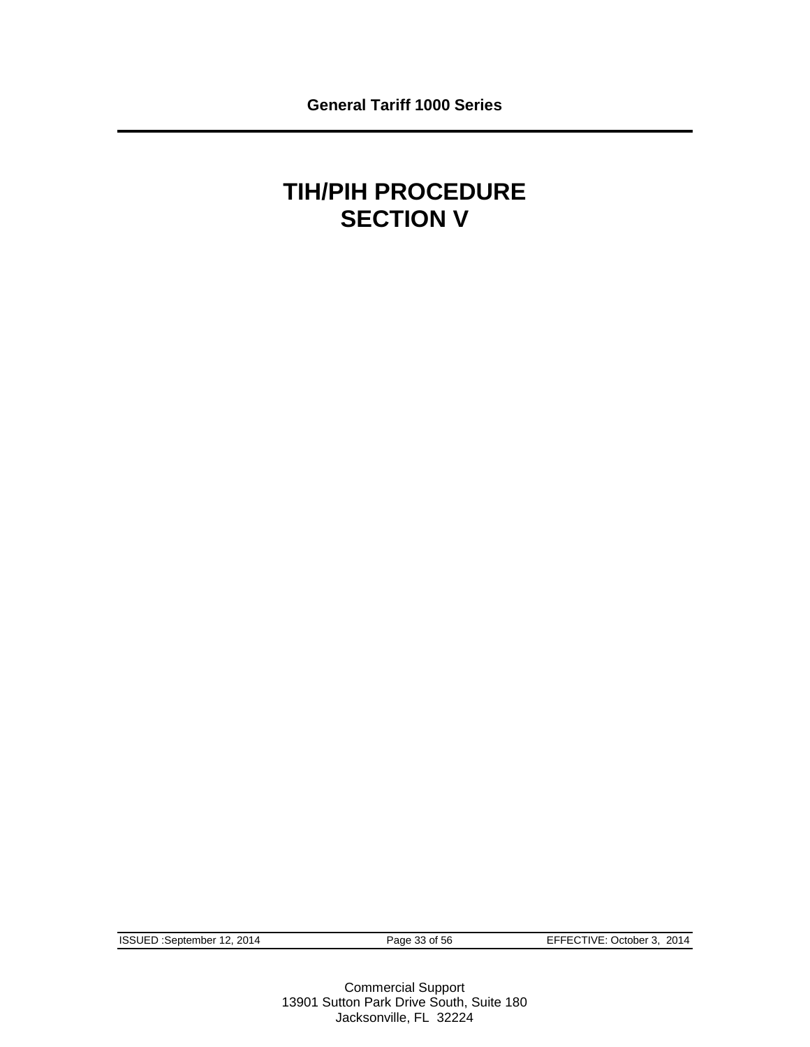# TIH/PIH PROCEDURE
# SECTION V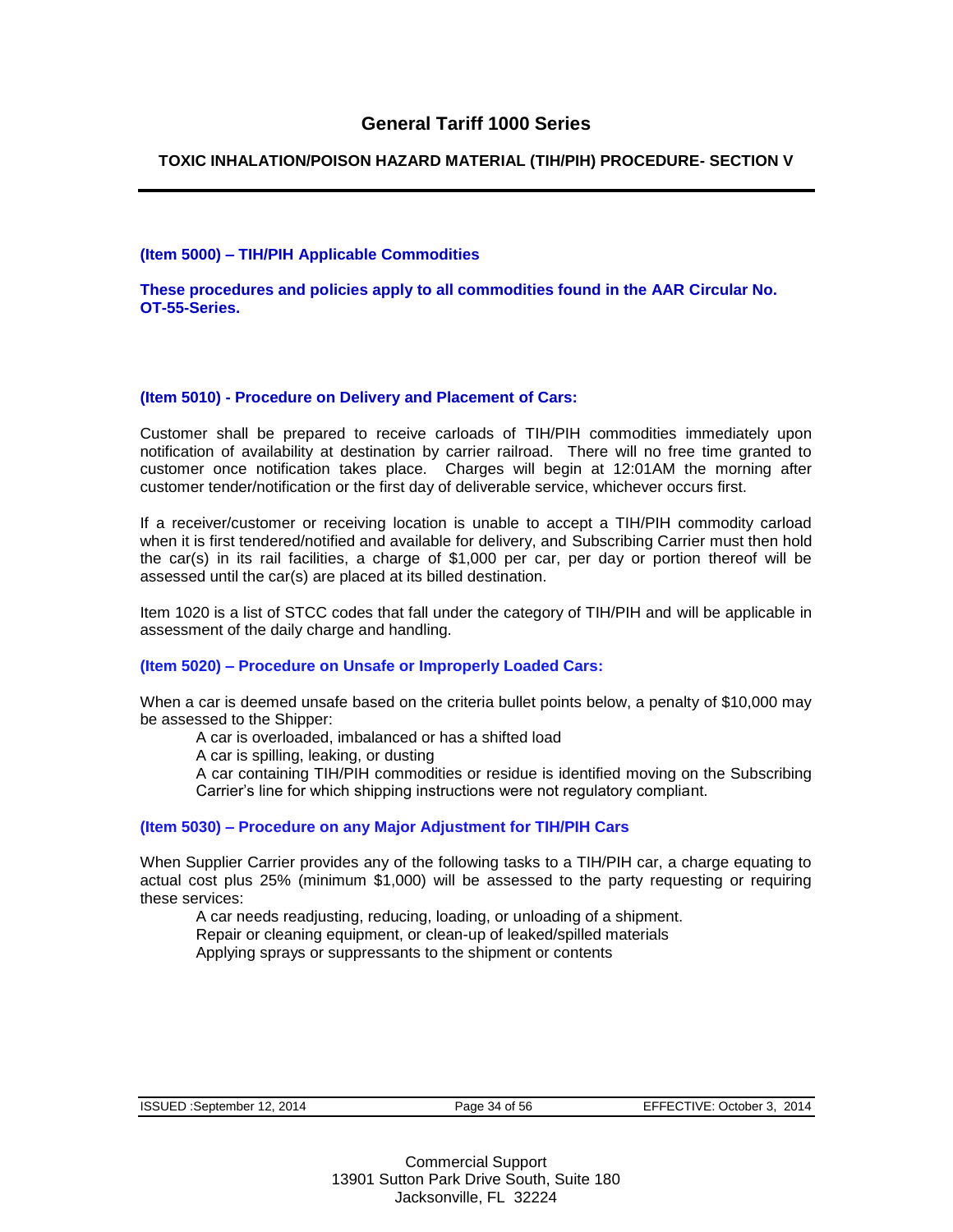# General Tariff 1000 Series

## TOXIC INHALATION/POISON HAZARD MATERIAL (TIH/PIH) PROCEDURE- SECTION V

### (Item 5000) – TIH/PIH Applicable Commodities

**These procedures and policies apply to all commodities found in the AAR Circular No. OT-55-Series.**

### (Item 5010) - Procedure on Delivery and Placement of Cars:

Customer shall be prepared to receive carloads of TIH/PIH commodities immediately upon notification of availability at destination by carrier railroad. There will no free time granted to customer once notification takes place. Charges will begin at 12:01AM the morning after customer tender/notification or the first day of deliverable service, whichever occurs first.

If a receiver/customer or receiving location is unable to accept a TIH/PIH commodity carload when it is first tendered/notified and available for delivery, and Subscribing Carrier must then hold the car(s) in its rail facilities, a charge of $1,000 per car, per day or portion thereof will be assessed until the car(s) are placed at its billed destination.

Item 1020 is a list of STCC codes that fall under the category of TIH/PIH and will be applicable in assessment of the daily charge and handling.

### (Item 5020) – Procedure on Unsafe or Improperly Loaded Cars:

When a car is deemed unsafe based on the criteria bullet points below, a penalty of $10,000 may be assessed to the Shipper:

- A car is overloaded, imbalanced or has a shifted load
- A car is spilling, leaking, or dusting
- A car containing TIH/PIH commodities or residue is identified moving on the Subscribing Carrier's line for which shipping instructions were not regulatory compliant.

### (Item 5030) – Procedure on any Major Adjustment for TIH/PIH Cars

When Supplier Carrier provides any of the following tasks to a TIH/PIH car, a charge equating to actual cost plus 25% (minimum $1,000) will be assessed to the party requesting or requiring these services:

- A car needs readjusting, reducing, loading, or unloading of a shipment.
- Repair or cleaning equipment, or clean-up of leaked/spilled materials
- Applying sprays or suppressants to the shipment or contents

ISSUED :September 12, 2014 EFFECTIVE: October 3, 2014

Commercial Support
13901 Sutton Park Drive South, Suite 180
Jacksonville, FL 32224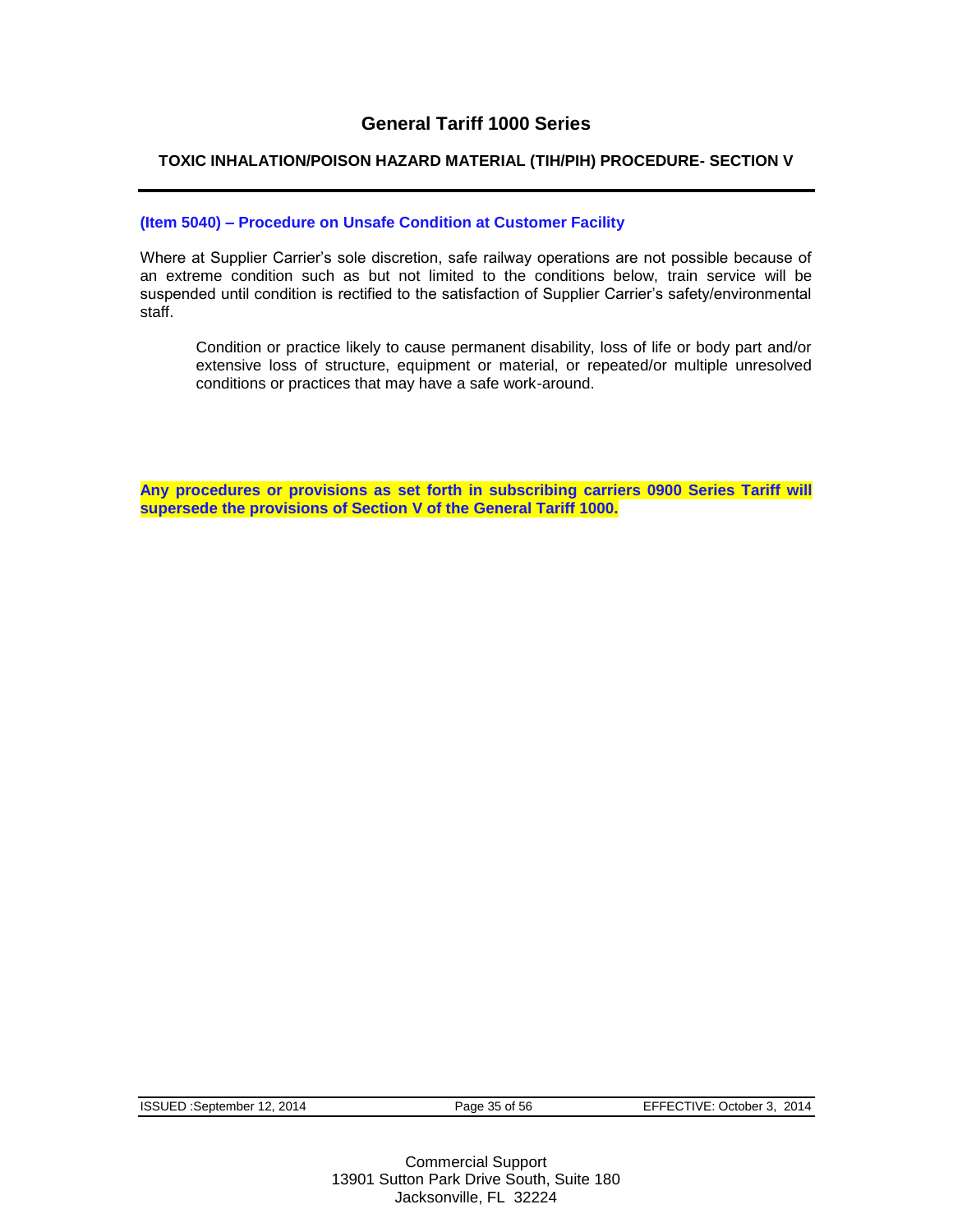## General Tariff 1000 Series

### TOXIC INHALATION/POISON HAZARD MATERIAL (TIH/PIH) PROCEDURE- SECTION V

**(Item 5040) – Procedure on Unsafe Condition at Customer Facility**

Where at Supplier Carrier's sole discretion, safe railway operations are not possible because of an extreme condition such as but not limited to the conditions below, train service will be suspended until condition is rectified to the satisfaction of Supplier Carrier's safety/environmental staff.

> Condition or practice likely to cause permanent disability, loss of life or body part and/or extensive loss of structure, equipment or material, or repeated/or multiple unresolved conditions or practices that may have a safe work-around.

**Any procedures or provisions as set forth in subscribing carriers 0900 Series Tariff will supersede the provisions of Section V of the General Tariff 1000.**

ISSUED :September 12, 2014 | EFFECTIVE: October 3, 2014

Commercial Support
13901 Sutton Park Drive South, Suite 180
Jacksonville, FL 32224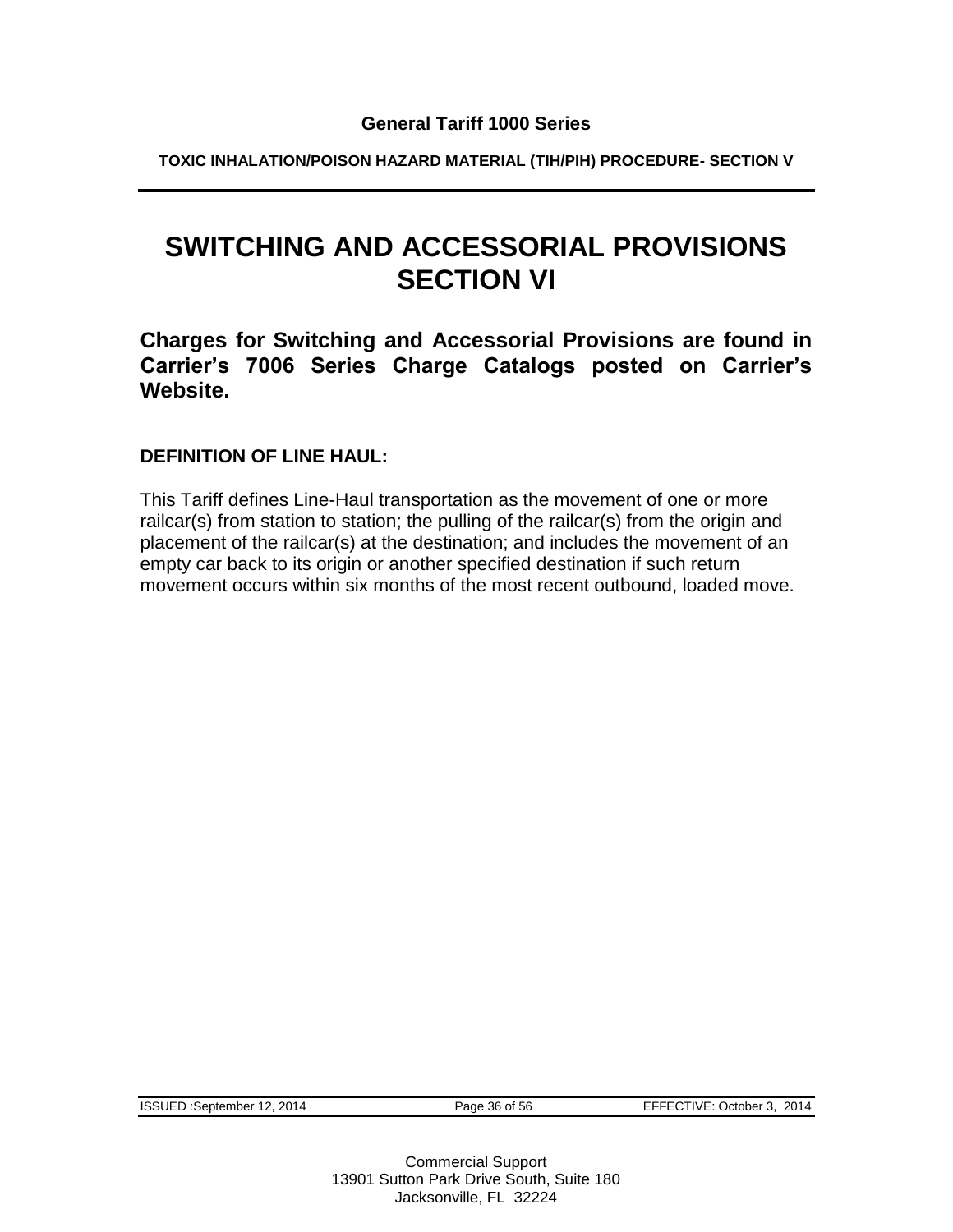# SWITCHING AND ACCESSORIAL PROVISIONS SECTION VI

**Charges for Switching and Accessorial Provisions are found in Carrier's 7006 Series Charge Catalogs posted on Carrier's Website.**

**DEFINITION OF LINE HAUL:**

This Tariff defines Line-Haul transportation as the movement of one or more railcar(s) from station to station; the pulling of the railcar(s) from the origin and placement of the railcar(s) at the destination; and includes the movement of an empty car back to its origin or another specified destination if such return movement occurs within six months of the most recent outbound, loaded move.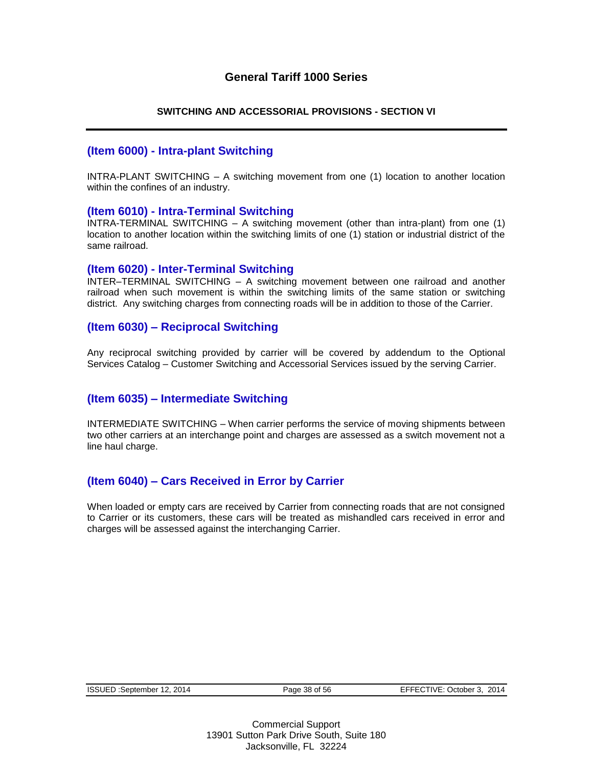# General Tariff 1000 Series

## SWITCHING AND ACCESSORIAL PROVISIONS - SECTION VI

### (Item 6000) - Intra-plant Switching

INTRA-PLANT SWITCHING – A switching movement from one (1) location to another location within the confines of an industry.

### (Item 6010) - Intra-Terminal Switching

INTRA-TERMINAL SWITCHING – A switching movement (other than intra-plant) from one (1) location to another location within the switching limits of one (1) station or industrial district of the same railroad.

### (Item 6020) - Inter-Terminal Switching

INTER–TERMINAL SWITCHING – A switching movement between one railroad and another railroad when such movement is within the switching limits of the same station or switching district. Any switching charges from connecting roads will be in addition to those of the Carrier.

### (Item 6030) – Reciprocal Switching

Any reciprocal switching provided by carrier will be covered by addendum to the Optional Services Catalog – Customer Switching and Accessorial Services issued by the serving Carrier.

### (Item 6035) – Intermediate Switching

INTERMEDIATE SWITCHING – When carrier performs the service of moving shipments between two other carriers at an interchange point and charges are assessed as a switch movement not a line haul charge.

### (Item 6040) – Cars Received in Error by Carrier

When loaded or empty cars are received by Carrier from connecting roads that are not consigned to Carrier or its customers, these cars will be treated as mishandled cars received in error and charges will be assessed against the interchanging Carrier.

ISSUED :September 12, 2014 | EFFECTIVE: October 3, 2014

Commercial Support
13901 Sutton Park Drive South, Suite 180
Jacksonville, FL 32224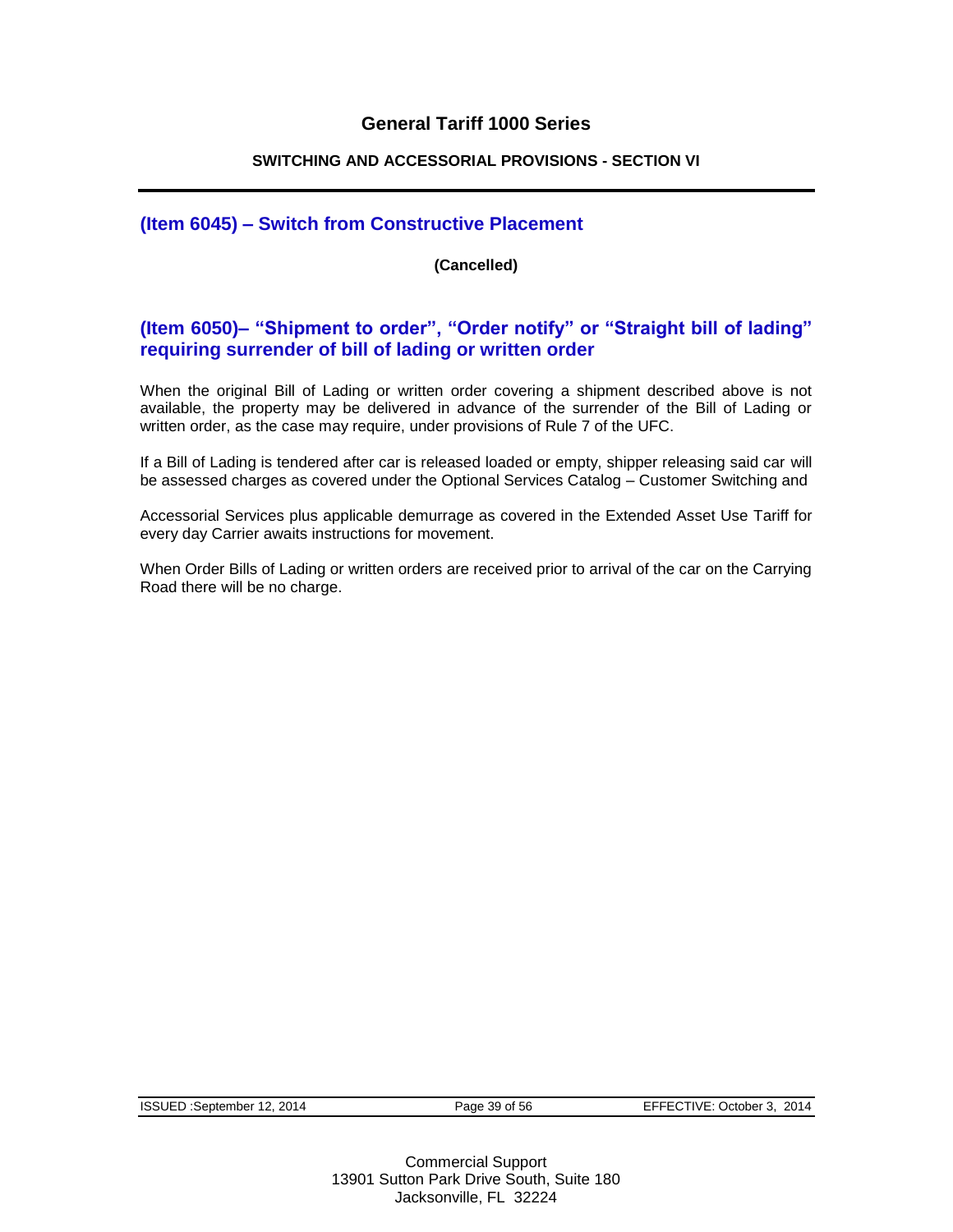## (Item 6045) – Switch from Constructive Placement

**(Cancelled)**

## (Item 6050)– "Shipment to order", "Order notify" or "Straight bill of lading" requiring surrender of bill of lading or written order

When the original Bill of Lading or written order covering a shipment described above is not available, the property may be delivered in advance of the surrender of the Bill of Lading or written order, as the case may require, under provisions of Rule 7 of the UFC.

If a Bill of Lading is tendered after car is released loaded or empty, shipper releasing said car will be assessed charges as covered under the Optional Services Catalog – Customer Switching and

Accessorial Services plus applicable demurrage as covered in the Extended Asset Use Tariff for every day Carrier awaits instructions for movement.

When Order Bills of Lading or written orders are received prior to arrival of the car on the Carrying Road there will be no charge.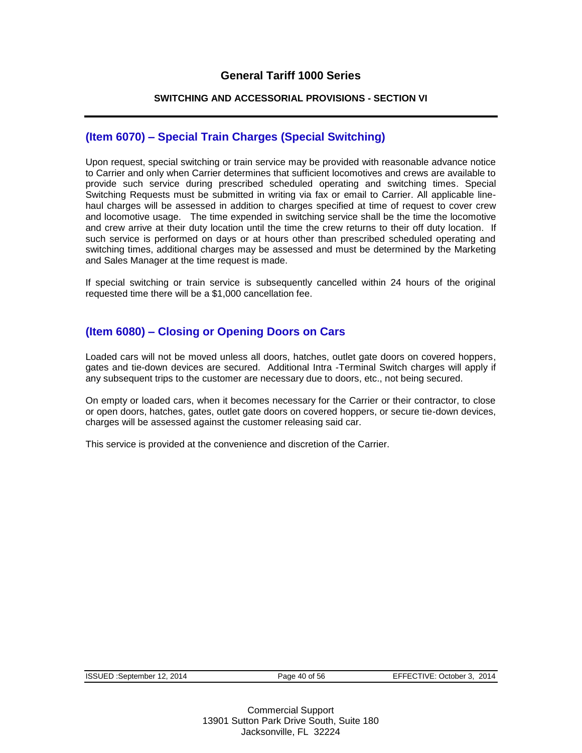## (Item 6070) – Special Train Charges (Special Switching)

Upon request, special switching or train service may be provided with reasonable advance notice to Carrier and only when Carrier determines that sufficient locomotives and crews are available to provide such service during prescribed scheduled operating and switching times. Special Switching Requests must be submitted in writing via fax or email to Carrier. All applicable line-haul charges will be assessed in addition to charges specified at time of request to cover crew and locomotive usage. The time expended in switching service shall be the time the locomotive and crew arrive at their duty location until the time the crew returns to their off duty location. If such service is performed on days or at hours other than prescribed scheduled operating and switching times, additional charges may be assessed and must be determined by the Marketing and Sales Manager at the time request is made.

If special switching or train service is subsequently cancelled within 24 hours of the original requested time there will be a $1,000 cancellation fee.

## (Item 6080) – Closing or Opening Doors on Cars

Loaded cars will not be moved unless all doors, hatches, outlet gate doors on covered hoppers, gates and tie-down devices are secured. Additional Intra -Terminal Switch charges will apply if any subsequent trips to the customer are necessary due to doors, etc., not being secured.

On empty or loaded cars, when it becomes necessary for the Carrier or their contractor, to close or open doors, hatches, gates, outlet gate doors on covered hoppers, or secure tie-down devices, charges will be assessed against the customer releasing said car.

This service is provided at the convenience and discretion of the Carrier.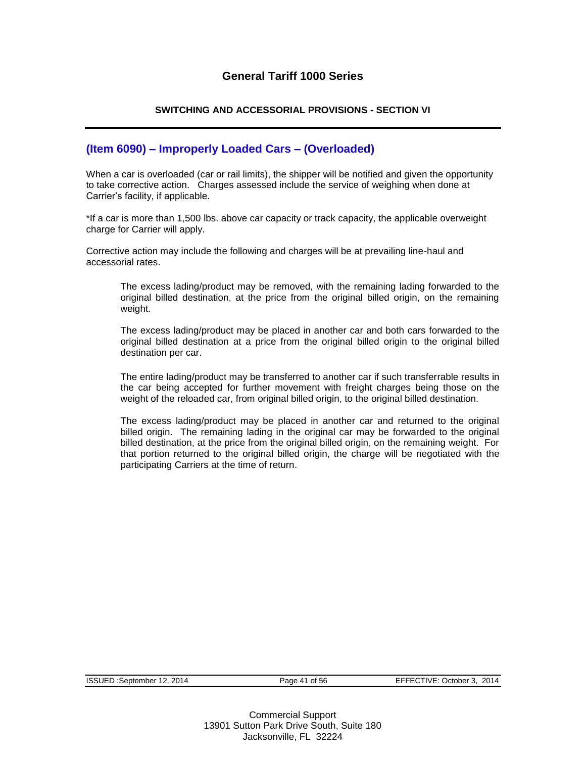## (Item 6090) – Improperly Loaded Cars – (Overloaded)

When a car is overloaded (car or rail limits), the shipper will be notified and given the opportunity to take corrective action. Charges assessed include the service of weighing when done at Carrier's facility, if applicable.

*If a car is more than 1,500 lbs. above car capacity or track capacity, the applicable overweight charge for Carrier will apply.

Corrective action may include the following and charges will be at prevailing line-haul and accessorial rates.

> The excess lading/product may be removed, with the remaining lading forwarded to the original billed destination, at the price from the original billed origin, on the remaining weight.
>
> The excess lading/product may be placed in another car and both cars forwarded to the original billed destination at a price from the original billed origin to the original billed destination per car.
>
> The entire lading/product may be transferred to another car if such transferrable results in the car being accepted for further movement with freight charges being those on the weight of the reloaded car, from original billed origin, to the original billed destination.
>
> The excess lading/product may be placed in another car and returned to the original billed origin. The remaining lading in the original car may be forwarded to the original billed destination, at the price from the original billed origin, on the remaining weight. For that portion returned to the original billed origin, the charge will be negotiated with the participating Carriers at the time of return.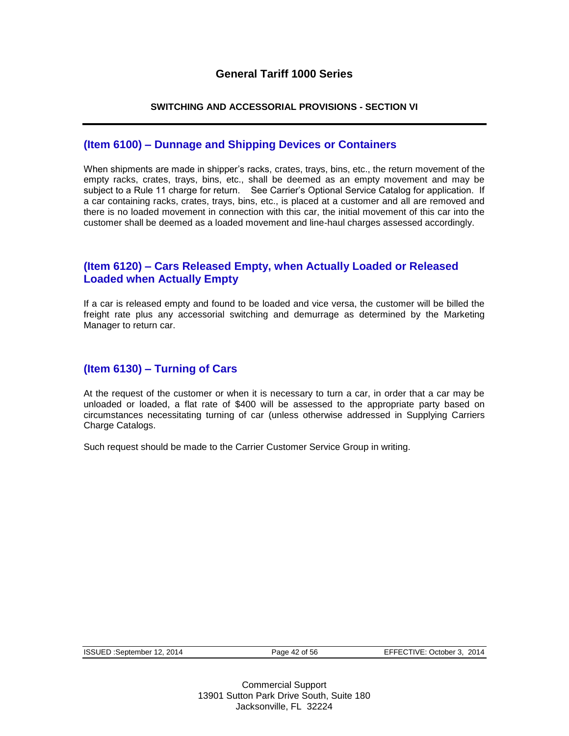## (Item 6100) – Dunnage and Shipping Devices or Containers

When shipments are made in shipper's racks, crates, trays, bins, etc., the return movement of the empty racks, crates, trays, bins, etc., shall be deemed as an empty movement and may be subject to a Rule 11 charge for return. See Carrier's Optional Service Catalog for application. If a car containing racks, crates, trays, bins, etc., is placed at a customer and all are removed and there is no loaded movement in connection with this car, the initial movement of this car into the customer shall be deemed as a loaded movement and line-haul charges assessed accordingly.

## (Item 6120) – Cars Released Empty, when Actually Loaded or Released Loaded when Actually Empty

If a car is released empty and found to be loaded and vice versa, the customer will be billed the freight rate plus any accessorial switching and demurrage as determined by the Marketing Manager to return car.

## (Item 6130) – Turning of Cars

At the request of the customer or when it is necessary to turn a car, in order that a car may be unloaded or loaded, a flat rate of $400 will be assessed to the appropriate party based on circumstances necessitating turning of car (unless otherwise addressed in Supplying Carriers Charge Catalogs.

Such request should be made to the Carrier Customer Service Group in writing.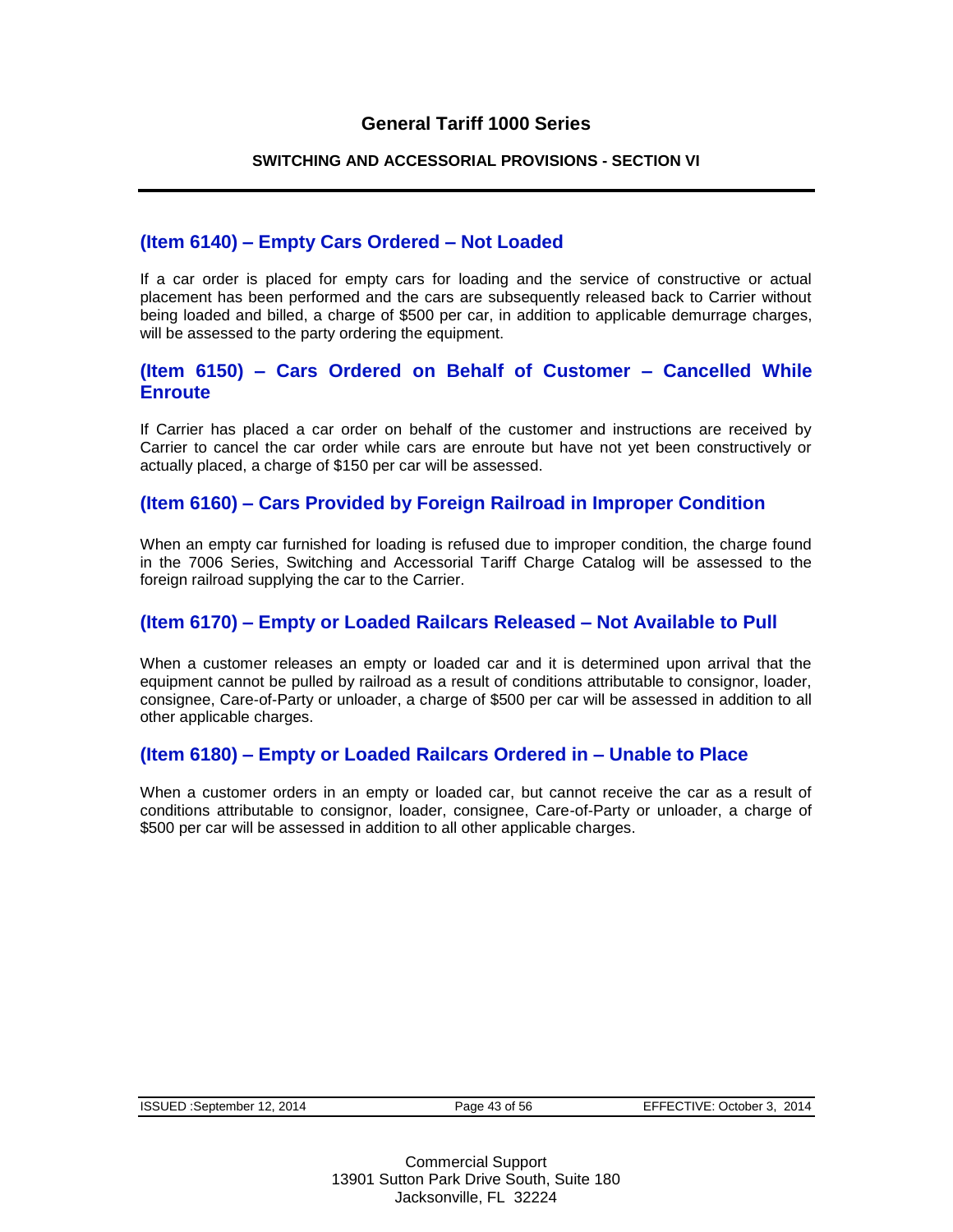## (Item 6140) – Empty Cars Ordered – Not Loaded

If a car order is placed for empty cars for loading and the service of constructive or actual placement has been performed and the cars are subsequently released back to Carrier without being loaded and billed, a charge of $500 per car, in addition to applicable demurrage charges, will be assessed to the party ordering the equipment.

## (Item 6150) – Cars Ordered on Behalf of Customer – Cancelled While Enroute

If Carrier has placed a car order on behalf of the customer and instructions are received by Carrier to cancel the car order while cars are enroute but have not yet been constructively or actually placed, a charge of $150 per car will be assessed.

## (Item 6160) – Cars Provided by Foreign Railroad in Improper Condition

When an empty car furnished for loading is refused due to improper condition, the charge found in the 7006 Series, Switching and Accessorial Tariff Charge Catalog will be assessed to the foreign railroad supplying the car to the Carrier.

## (Item 6170) – Empty or Loaded Railcars Released – Not Available to Pull

When a customer releases an empty or loaded car and it is determined upon arrival that the equipment cannot be pulled by railroad as a result of conditions attributable to consignor, loader, consignee, Care-of-Party or unloader, a charge of $500 per car will be assessed in addition to all other applicable charges.

## (Item 6180) – Empty or Loaded Railcars Ordered in – Unable to Place

When a customer orders in an empty or loaded car, but cannot receive the car as a result of conditions attributable to consignor, loader, consignee, Care-of-Party or unloader, a charge of $500 per car will be assessed in addition to all other applicable charges.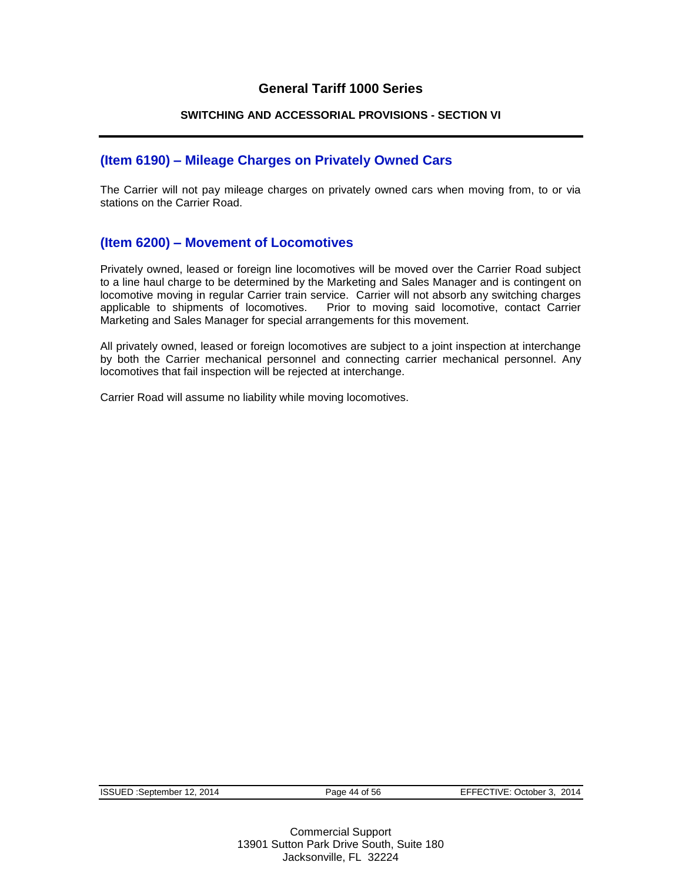## (Item 6190) – Mileage Charges on Privately Owned Cars

The Carrier will not pay mileage charges on privately owned cars when moving from, to or via stations on the Carrier Road.

## (Item 6200) – Movement of Locomotives

Privately owned, leased or foreign line locomotives will be moved over the Carrier Road subject to a line haul charge to be determined by the Marketing and Sales Manager and is contingent on locomotive moving in regular Carrier train service. Carrier will not absorb any switching charges applicable to shipments of locomotives. Prior to moving said locomotive, contact Carrier Marketing and Sales Manager for special arrangements for this movement.

All privately owned, leased or foreign locomotives are subject to a joint inspection at interchange by both the Carrier mechanical personnel and connecting carrier mechanical personnel. Any locomotives that fail inspection will be rejected at interchange.

Carrier Road will assume no liability while moving locomotives.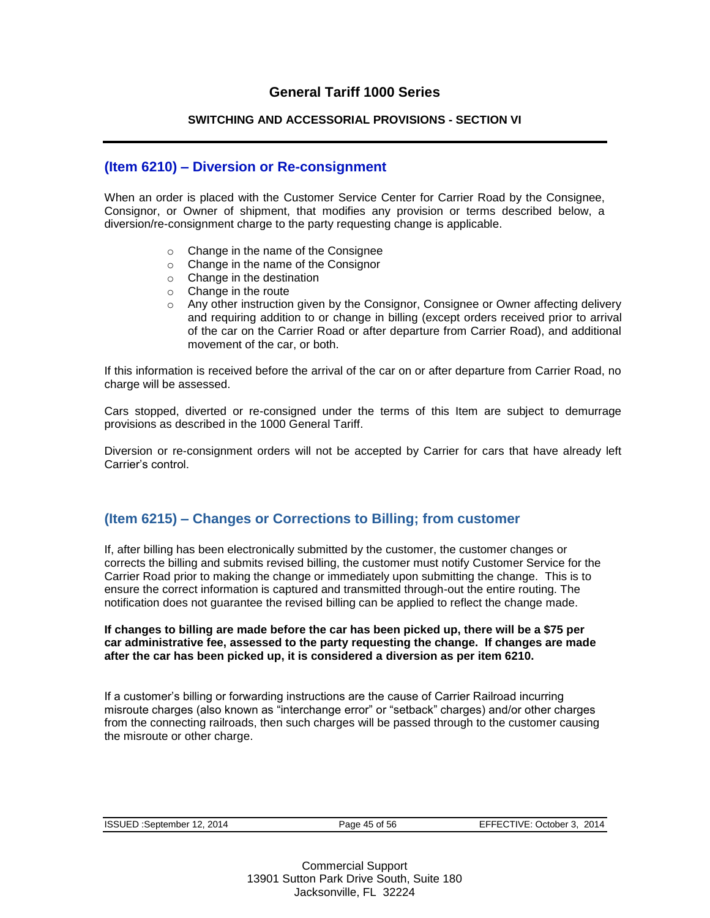## (Item 6210) – Diversion or Re-consignment

When an order is placed with the Customer Service Center for Carrier Road by the Consignee, Consignor, or Owner of shipment, that modifies any provision or terms described below, a diversion/re-consignment charge to the party requesting change is applicable.

- Change in the name of the Consignee
- Change in the name of the Consignor
- Change in the destination
- Change in the route
- Any other instruction given by the Consignor, Consignee or Owner affecting delivery and requiring addition to or change in billing (except orders received prior to arrival of the car on the Carrier Road or after departure from Carrier Road), and additional movement of the car, or both.

If this information is received before the arrival of the car on or after departure from Carrier Road, no charge will be assessed.

Cars stopped, diverted or re-consigned under the terms of this Item are subject to demurrage provisions as described in the 1000 General Tariff.

Diversion or re-consignment orders will not be accepted by Carrier for cars that have already left Carrier's control.

## (Item 6215) – Changes or Corrections to Billing; from customer

If, after billing has been electronically submitted by the customer, the customer changes or corrects the billing and submits revised billing, the customer must notify Customer Service for the Carrier Road prior to making the change or immediately upon submitting the change. This is to ensure the correct information is captured and transmitted through-out the entire routing. The notification does not guarantee the revised billing can be applied to reflect the change made.

**If changes to billing are made before the car has been picked up, there will be a $75 per car administrative fee, assessed to the party requesting the change. If changes are made after the car has been picked up, it is considered a diversion as per item 6210.**

If a customer's billing or forwarding instructions are the cause of Carrier Railroad incurring misroute charges (also known as "interchange error" or "setback" charges) and/or other charges from the connecting railroads, then such charges will be passed through to the customer causing the misroute or other charge.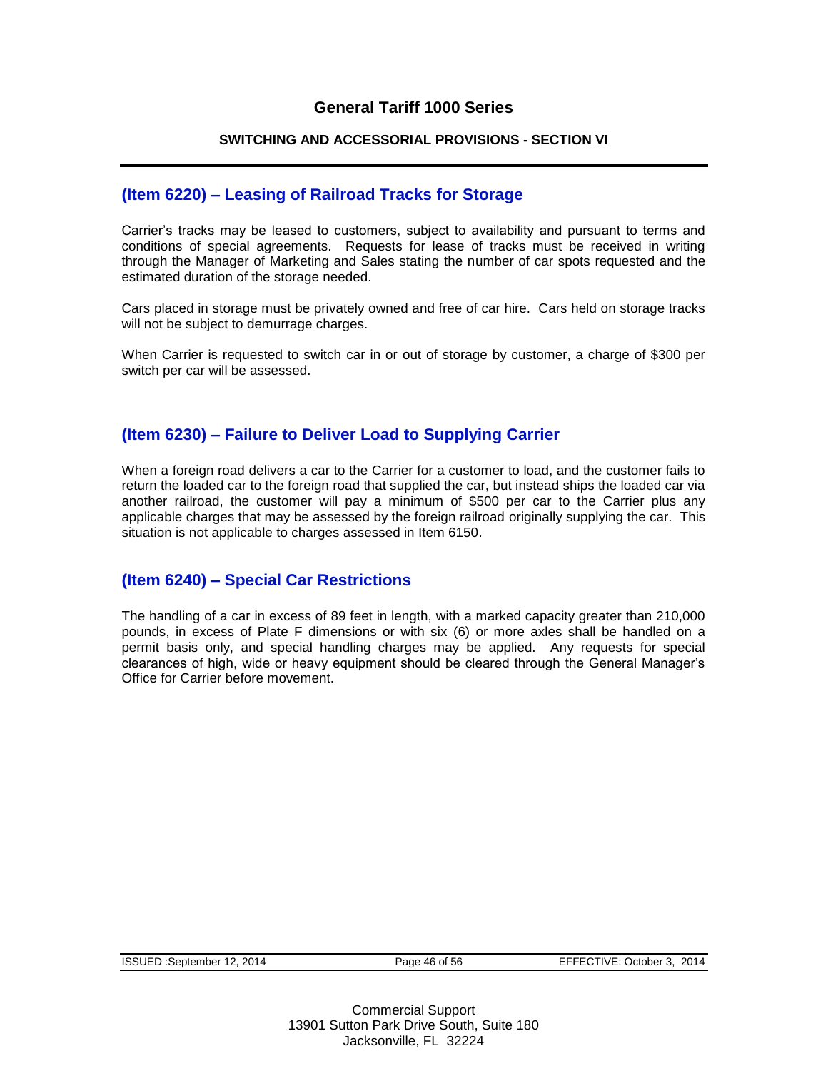## (Item 6220) – Leasing of Railroad Tracks for Storage

Carrier's tracks may be leased to customers, subject to availability and pursuant to terms and conditions of special agreements. Requests for lease of tracks must be received in writing through the Manager of Marketing and Sales stating the number of car spots requested and the estimated duration of the storage needed.

Cars placed in storage must be privately owned and free of car hire. Cars held on storage tracks will not be subject to demurrage charges.

When Carrier is requested to switch car in or out of storage by customer, a charge of $300 per switch per car will be assessed.

## (Item 6230) – Failure to Deliver Load to Supplying Carrier

When a foreign road delivers a car to the Carrier for a customer to load, and the customer fails to return the loaded car to the foreign road that supplied the car, but instead ships the loaded car via another railroad, the customer will pay a minimum of $500 per car to the Carrier plus any applicable charges that may be assessed by the foreign railroad originally supplying the car. This situation is not applicable to charges assessed in Item 6150.

## (Item 6240) – Special Car Restrictions

The handling of a car in excess of 89 feet in length, with a marked capacity greater than 210,000 pounds, in excess of Plate F dimensions or with six (6) or more axles shall be handled on a permit basis only, and special handling charges may be applied. Any requests for special clearances of high, wide or heavy equipment should be cleared through the General Manager's Office for Carrier before movement.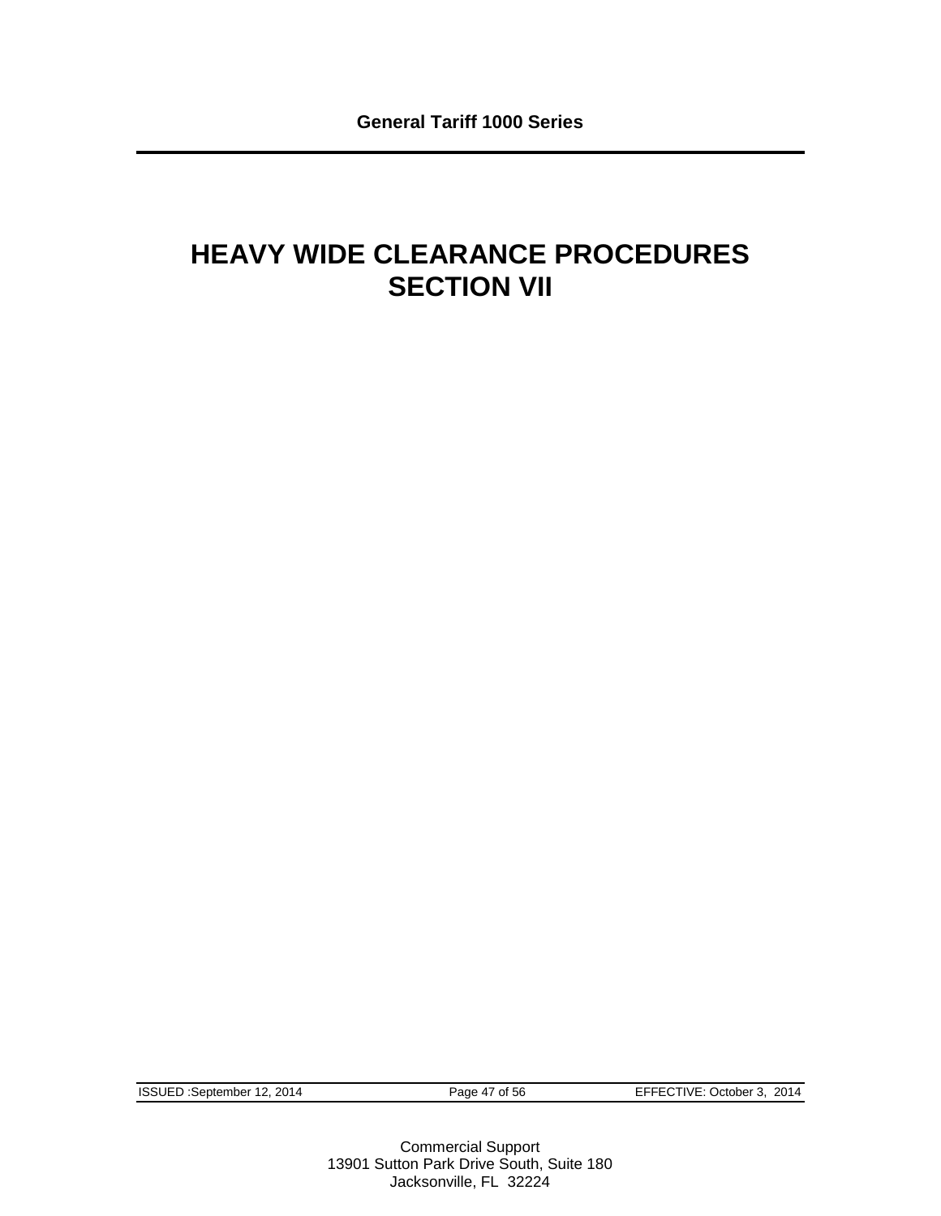# HEAVY WIDE CLEARANCE PROCEDURES
# SECTION VII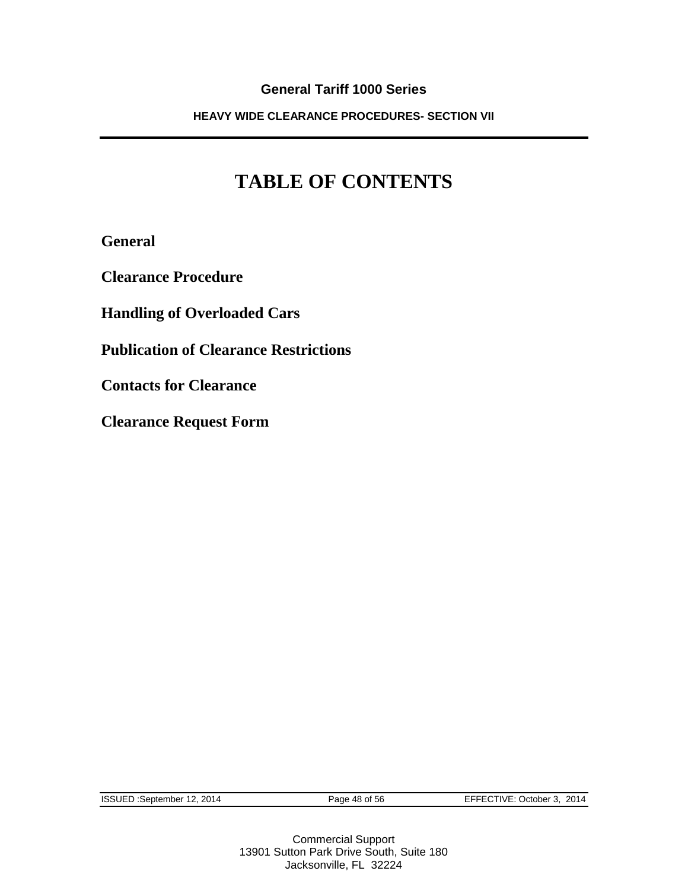# TABLE OF CONTENTS

**General**

**Clearance Procedure**

**Handling of Overloaded Cars**

**Publication of Clearance Restrictions**

**Contacts for Clearance**

**Clearance Request Form**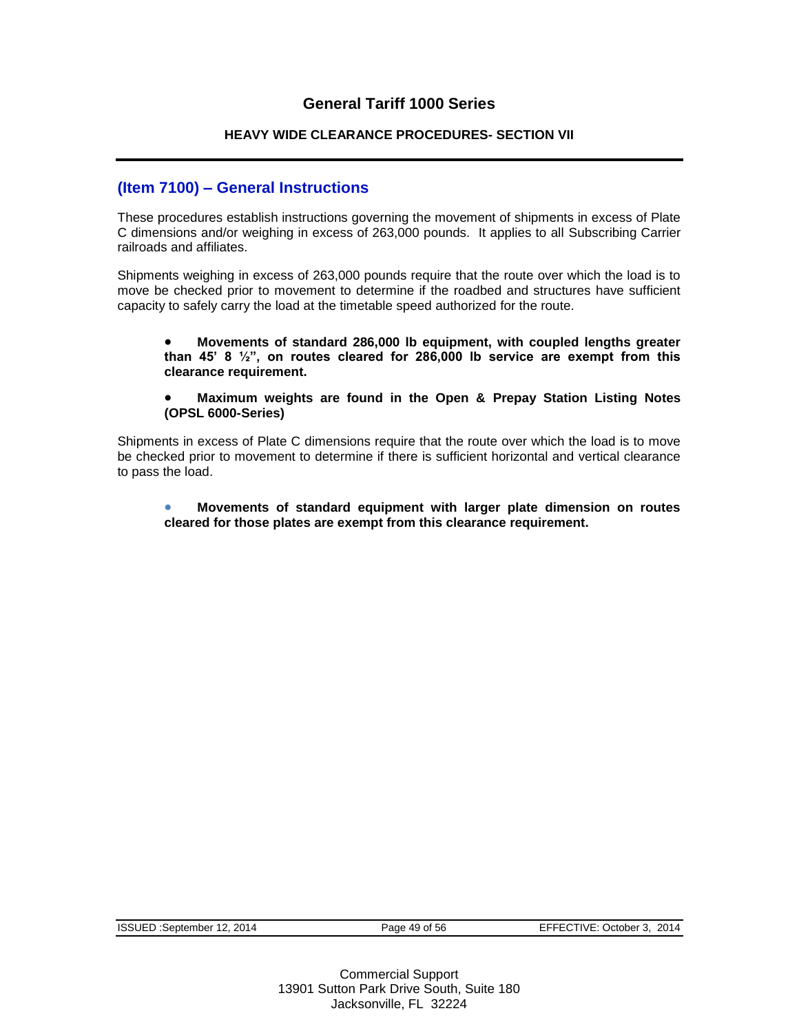# General Tariff 1000 Series

## HEAVY WIDE CLEARANCE PROCEDURES- SECTION VII

### (Item 7100) – General Instructions

These procedures establish instructions governing the movement of shipments in excess of Plate C dimensions and/or weighing in excess of 263,000 pounds. It applies to all Subscribing Carrier railroads and affiliates.

Shipments weighing in excess of 263,000 pounds require that the route over which the load is to move be checked prior to movement to determine if the roadbed and structures have sufficient capacity to safely carry the load at the timetable speed authorized for the route.

- **Movements of standard 286,000 lb equipment, with coupled lengths greater than 45' 8 ½", on routes cleared for 286,000 lb service are exempt from this clearance requirement.**
- **Maximum weights are found in the Open & Prepay Station Listing Notes (OPSL 6000-Series)**

Shipments in excess of Plate C dimensions require that the route over which the load is to move be checked prior to movement to determine if there is sufficient horizontal and vertical clearance to pass the load.

- **Movements of standard equipment with larger plate dimension on routes cleared for those plates are exempt from this clearance requirement.**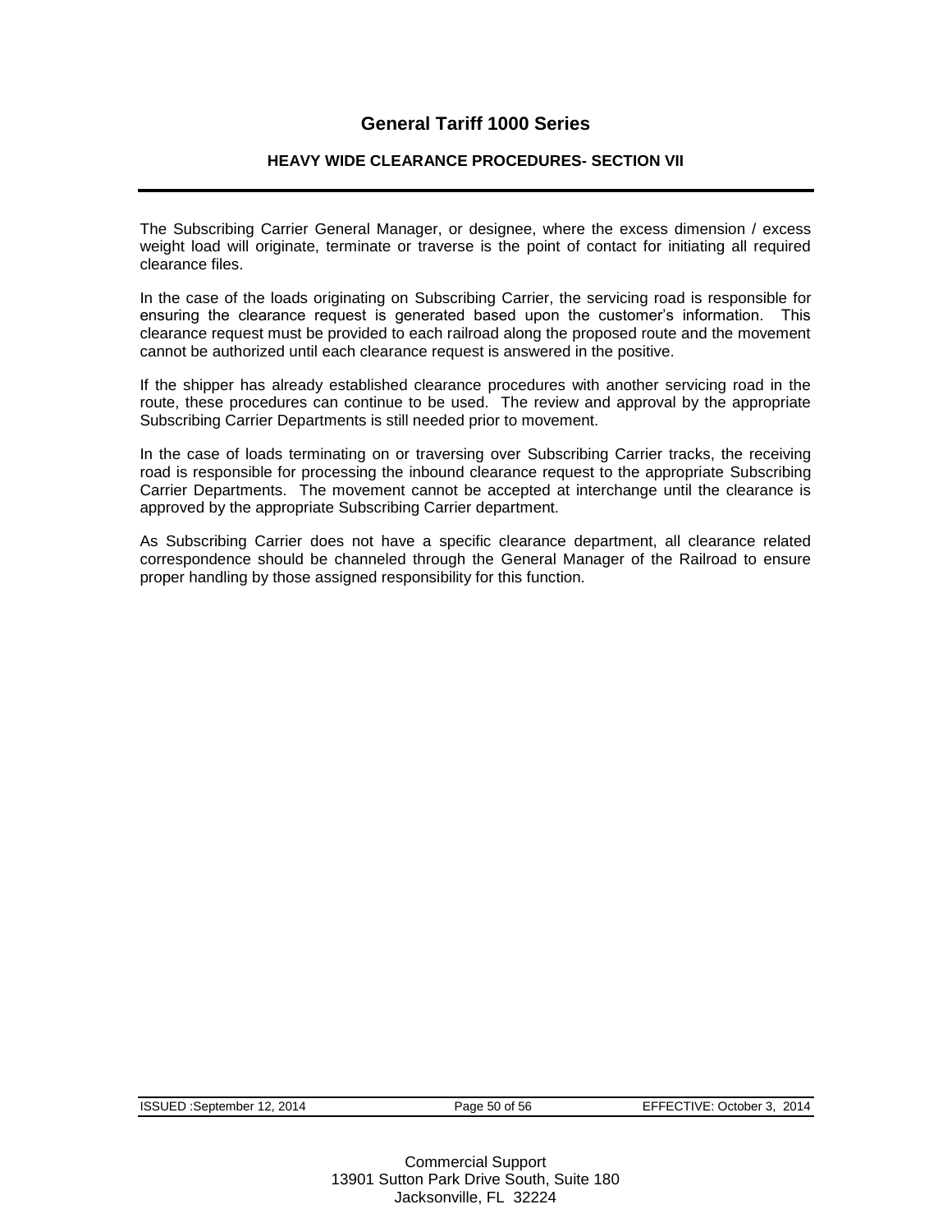# General Tariff 1000 Series

## HEAVY WIDE CLEARANCE PROCEDURES- SECTION VII

The Subscribing Carrier General Manager, or designee, where the excess dimension / excess weight load will originate, terminate or traverse is the point of contact for initiating all required clearance files.

In the case of the loads originating on Subscribing Carrier, the servicing road is responsible for ensuring the clearance request is generated based upon the customer's information. This clearance request must be provided to each railroad along the proposed route and the movement cannot be authorized until each clearance request is answered in the positive.

If the shipper has already established clearance procedures with another servicing road in the route, these procedures can continue to be used. The review and approval by the appropriate Subscribing Carrier Departments is still needed prior to movement.

In the case of loads terminating on or traversing over Subscribing Carrier tracks, the receiving road is responsible for processing the inbound clearance request to the appropriate Subscribing Carrier Departments. The movement cannot be accepted at interchange until the clearance is approved by the appropriate Subscribing Carrier department.

As Subscribing Carrier does not have a specific clearance department, all clearance related correspondence should be channeled through the General Manager of the Railroad to ensure proper handling by those assigned responsibility for this function.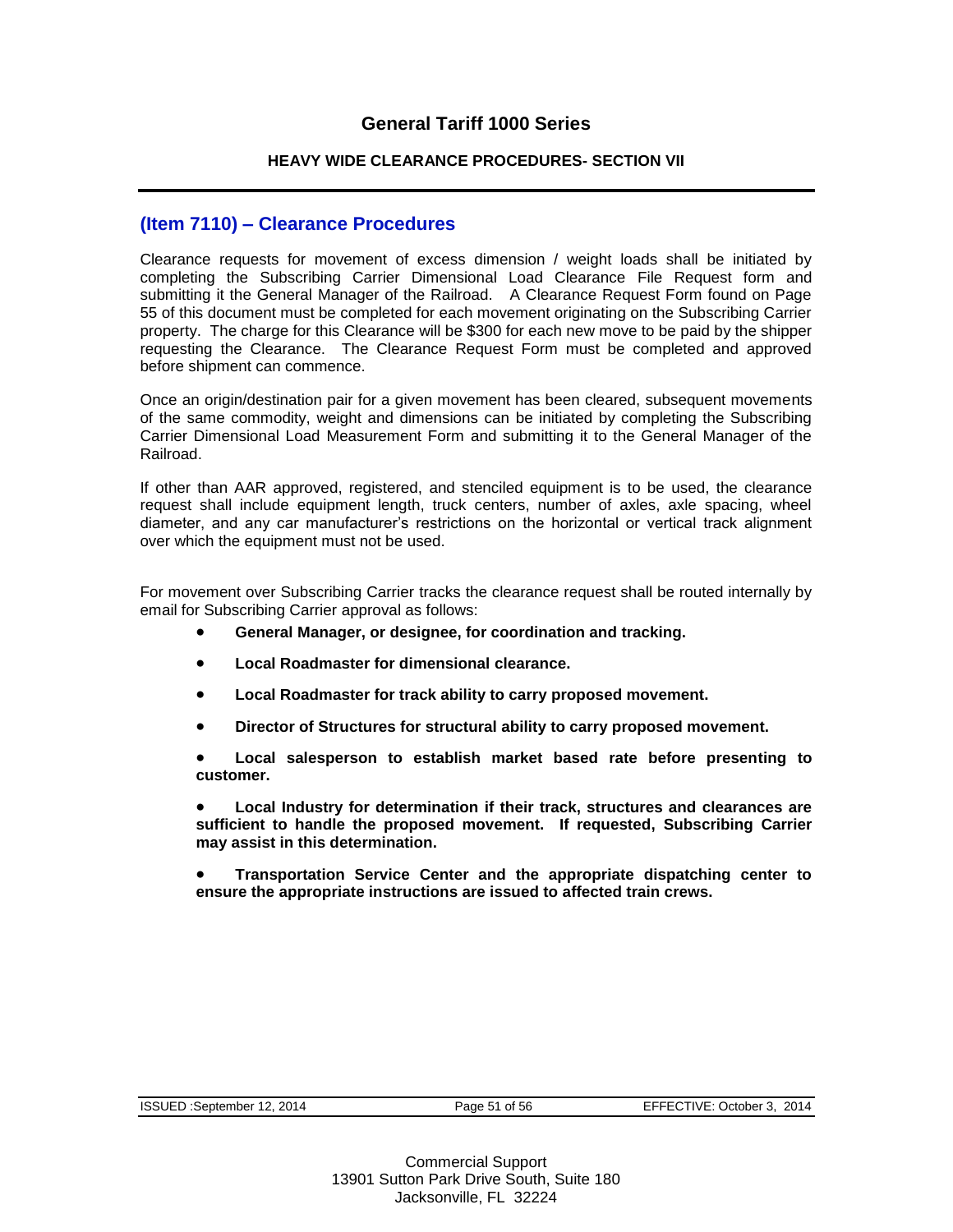## (Item 7110) – Clearance Procedures

Clearance requests for movement of excess dimension / weight loads shall be initiated by completing the Subscribing Carrier Dimensional Load Clearance File Request form and submitting it the General Manager of the Railroad. A Clearance Request Form found on Page 55 of this document must be completed for each movement originating on the Subscribing Carrier property. The charge for this Clearance will be $300 for each new move to be paid by the shipper requesting the Clearance. The Clearance Request Form must be completed and approved before shipment can commence.

Once an origin/destination pair for a given movement has been cleared, subsequent movements of the same commodity, weight and dimensions can be initiated by completing the Subscribing Carrier Dimensional Load Measurement Form and submitting it to the General Manager of the Railroad.

If other than AAR approved, registered, and stenciled equipment is to be used, the clearance request shall include equipment length, truck centers, number of axles, axle spacing, wheel diameter, and any car manufacturer's restrictions on the horizontal or vertical track alignment over which the equipment must not be used.

For movement over Subscribing Carrier tracks the clearance request shall be routed internally by email for Subscribing Carrier approval as follows:

- **General Manager, or designee, for coordination and tracking.**
- **Local Roadmaster for dimensional clearance.**
- **Local Roadmaster for track ability to carry proposed movement.**
- **Director of Structures for structural ability to carry proposed movement.**
- **Local salesperson to establish market based rate before presenting to customer.**
- **Local Industry for determination if their track, structures and clearances are sufficient to handle the proposed movement. If requested, Subscribing Carrier may assist in this determination.**
- **Transportation Service Center and the appropriate dispatching center to ensure the appropriate instructions are issued to affected train crews.**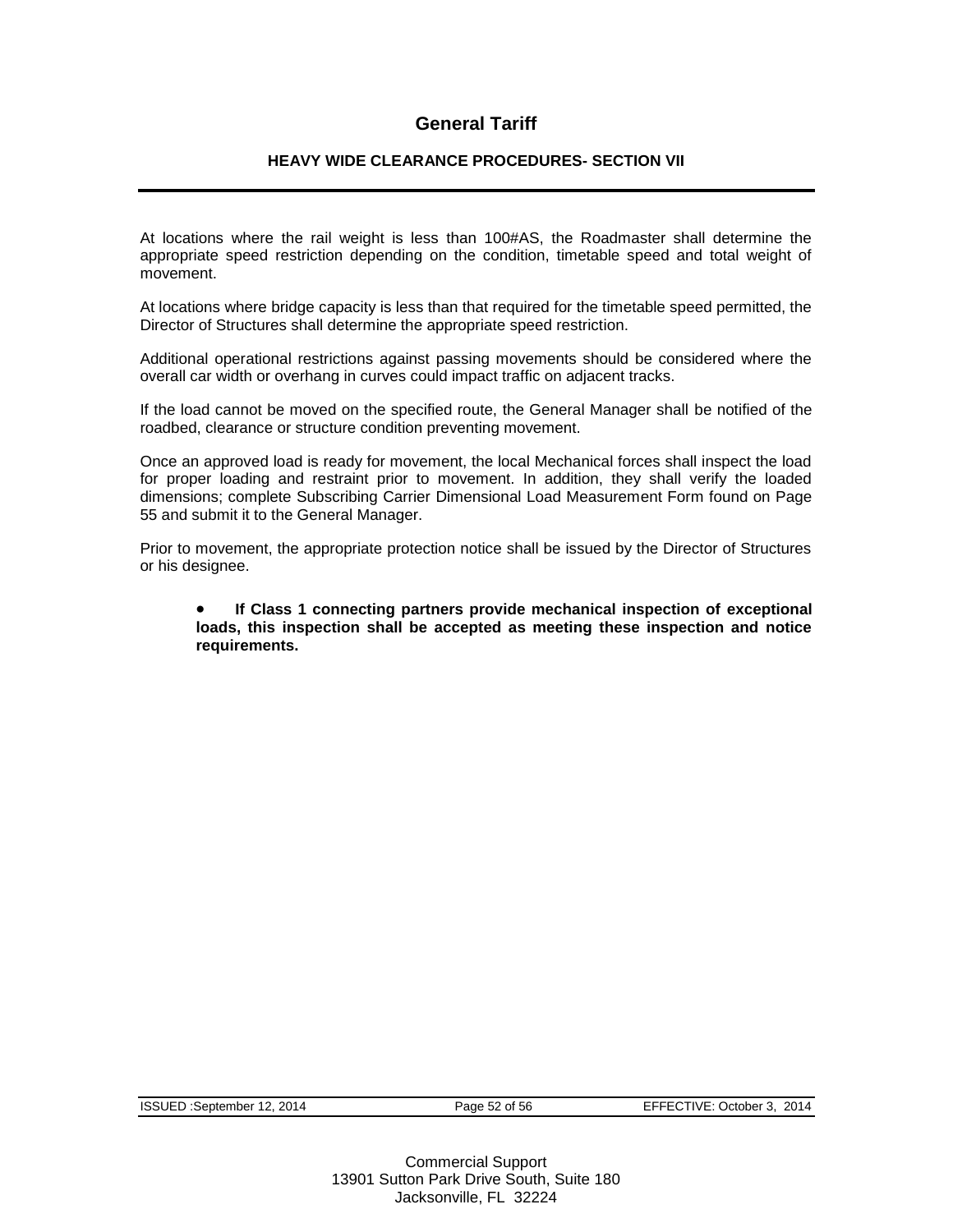# General Tariff

## HEAVY WIDE CLEARANCE PROCEDURES- SECTION VII

At locations where the rail weight is less than 100#AS, the Roadmaster shall determine the appropriate speed restriction depending on the condition, timetable speed and total weight of movement.

At locations where bridge capacity is less than that required for the timetable speed permitted, the Director of Structures shall determine the appropriate speed restriction.

Additional operational restrictions against passing movements should be considered where the overall car width or overhang in curves could impact traffic on adjacent tracks.

If the load cannot be moved on the specified route, the General Manager shall be notified of the roadbed, clearance or structure condition preventing movement.

Once an approved load is ready for movement, the local Mechanical forces shall inspect the load for proper loading and restraint prior to movement. In addition, they shall verify the loaded dimensions; complete Subscribing Carrier Dimensional Load Measurement Form found on Page 55 and submit it to the General Manager.

Prior to movement, the appropriate protection notice shall be issued by the Director of Structures or his designee.

- **If Class 1 connecting partners provide mechanical inspection of exceptional loads, this inspection shall be accepted as meeting these inspection and notice requirements.**

ISSUED :September 12, 2014 EFFECTIVE: October 3, 2014

Commercial Support
13901 Sutton Park Drive South, Suite 180
Jacksonville, FL 32224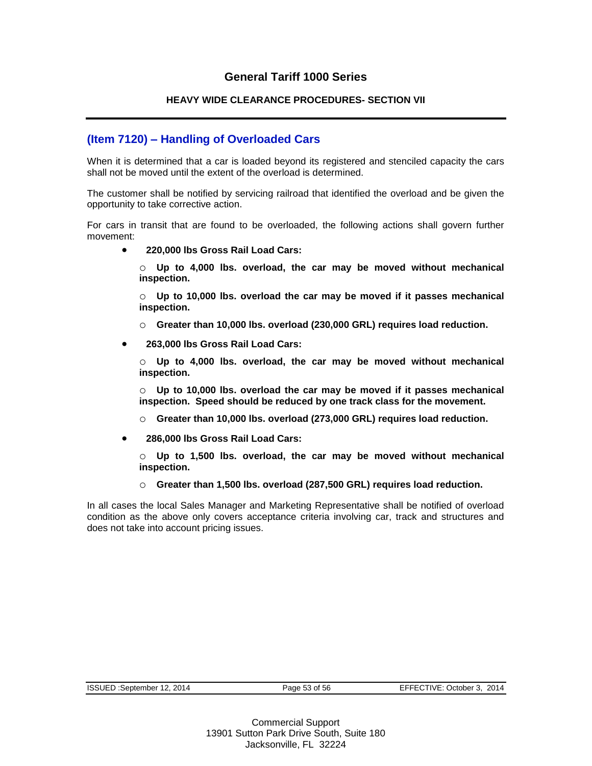# General Tariff 1000 Series

## HEAVY WIDE CLEARANCE PROCEDURES- SECTION VII

---

### (Item 7120) – Handling of Overloaded Cars

When it is determined that a car is loaded beyond its registered and stenciled capacity the cars shall not be moved until the extent of the overload is determined.

The customer shall be notified by servicing railroad that identified the overload and be given the opportunity to take corrective action.

For cars in transit that are found to be overloaded, the following actions shall govern further movement:

- **220,000 lbs Gross Rail Load Cars:**
  - **Up to 4,000 lbs. overload, the car may be moved without mechanical inspection.**
  - **Up to 10,000 lbs. overload the car may be moved if it passes mechanical inspection.**
  - **Greater than 10,000 lbs. overload (230,000 GRL) requires load reduction.**
- **263,000 lbs Gross Rail Load Cars:**
  - **Up to 4,000 lbs. overload, the car may be moved without mechanical inspection.**
  - **Up to 10,000 lbs. overload the car may be moved if it passes mechanical inspection. Speed should be reduced by one track class for the movement.**
  - **Greater than 10,000 lbs. overload (273,000 GRL) requires load reduction.**
- **286,000 lbs Gross Rail Load Cars:**
  - **Up to 1,500 lbs. overload, the car may be moved without mechanical inspection.**
  - **Greater than 1,500 lbs. overload (287,500 GRL) requires load reduction.**

In all cases the local Sales Manager and Marketing Representative shall be notified of overload condition as the above only covers acceptance criteria involving car, track and structures and does not take into account pricing issues.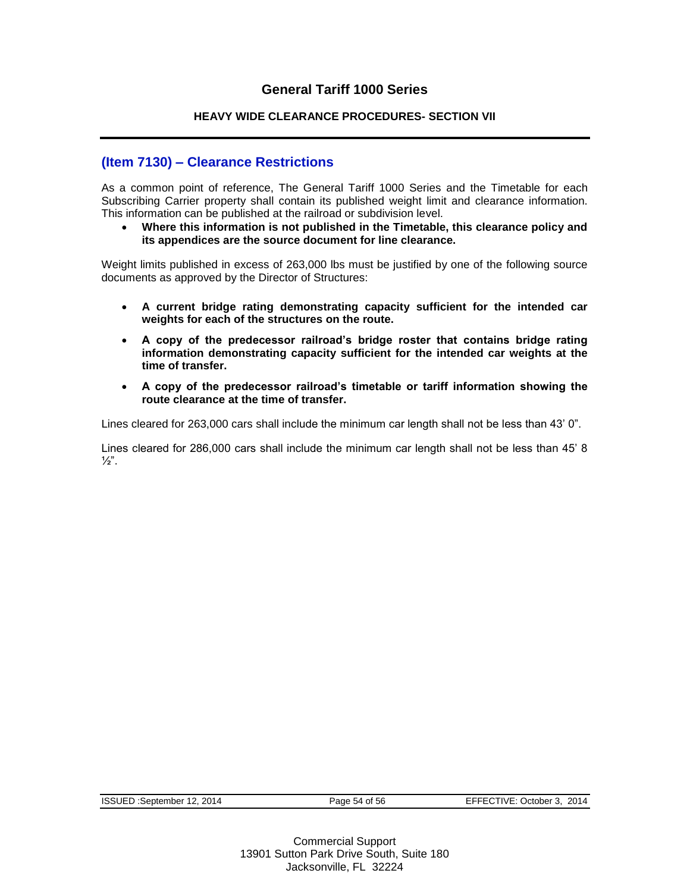## (Item 7130) – Clearance Restrictions

As a common point of reference, The General Tariff 1000 Series and the Timetable for each Subscribing Carrier property shall contain its published weight limit and clearance information. This information can be published at the railroad or subdivision level.

- **Where this information is not published in the Timetable, this clearance policy and its appendices are the source document for line clearance.**

Weight limits published in excess of 263,000 lbs must be justified by one of the following source documents as approved by the Director of Structures:

- **A current bridge rating demonstrating capacity sufficient for the intended car weights for each of the structures on the route.**
- **A copy of the predecessor railroad's bridge roster that contains bridge rating information demonstrating capacity sufficient for the intended car weights at the time of transfer.**
- **A copy of the predecessor railroad's timetable or tariff information showing the route clearance at the time of transfer.**

Lines cleared for 263,000 cars shall include the minimum car length shall not be less than 43' 0".

Lines cleared for 286,000 cars shall include the minimum car length shall not be less than 45' 8 ½".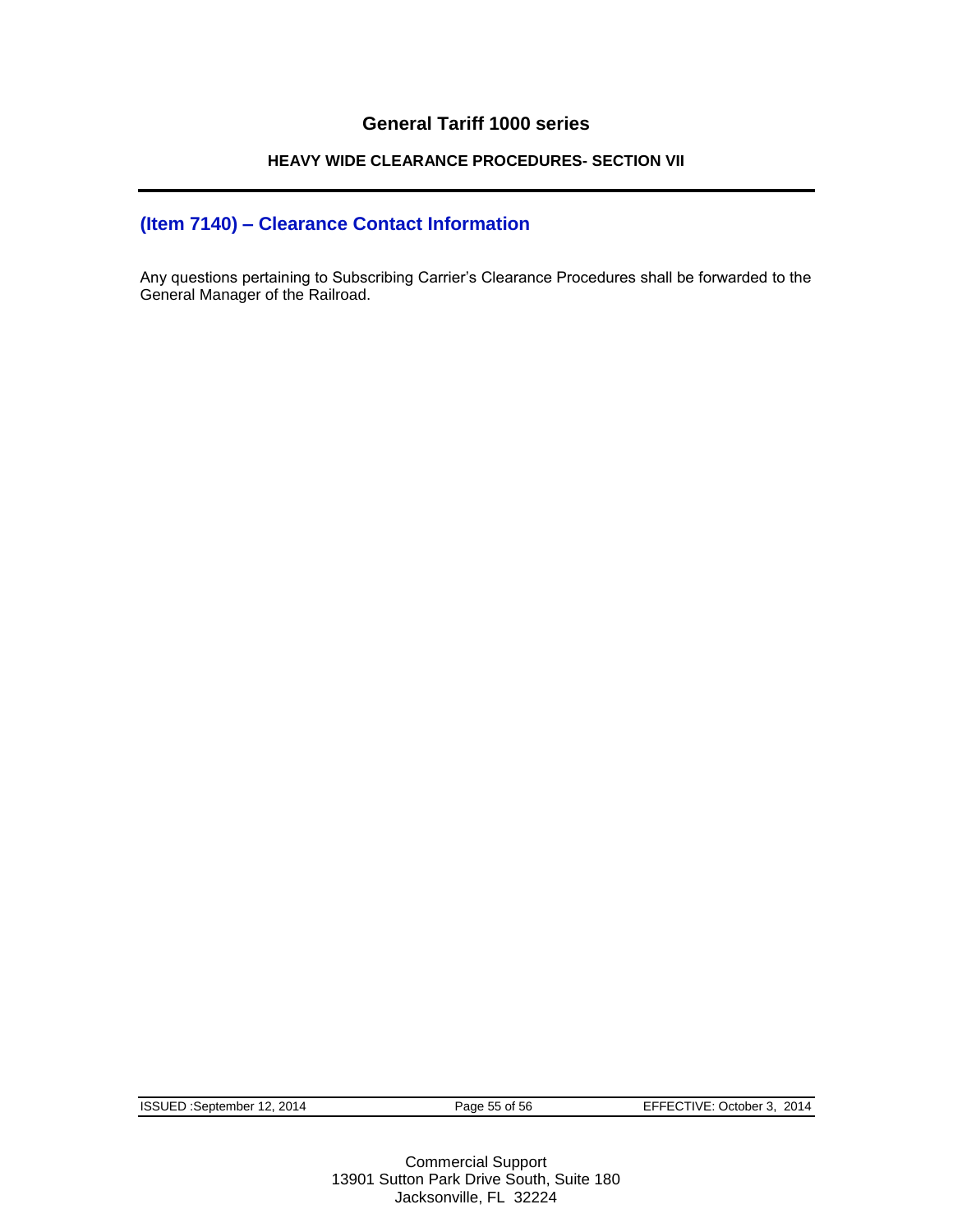## (Item 7140) – Clearance Contact Information

Any questions pertaining to Subscribing Carrier's Clearance Procedures shall be forwarded to the General Manager of the Railroad.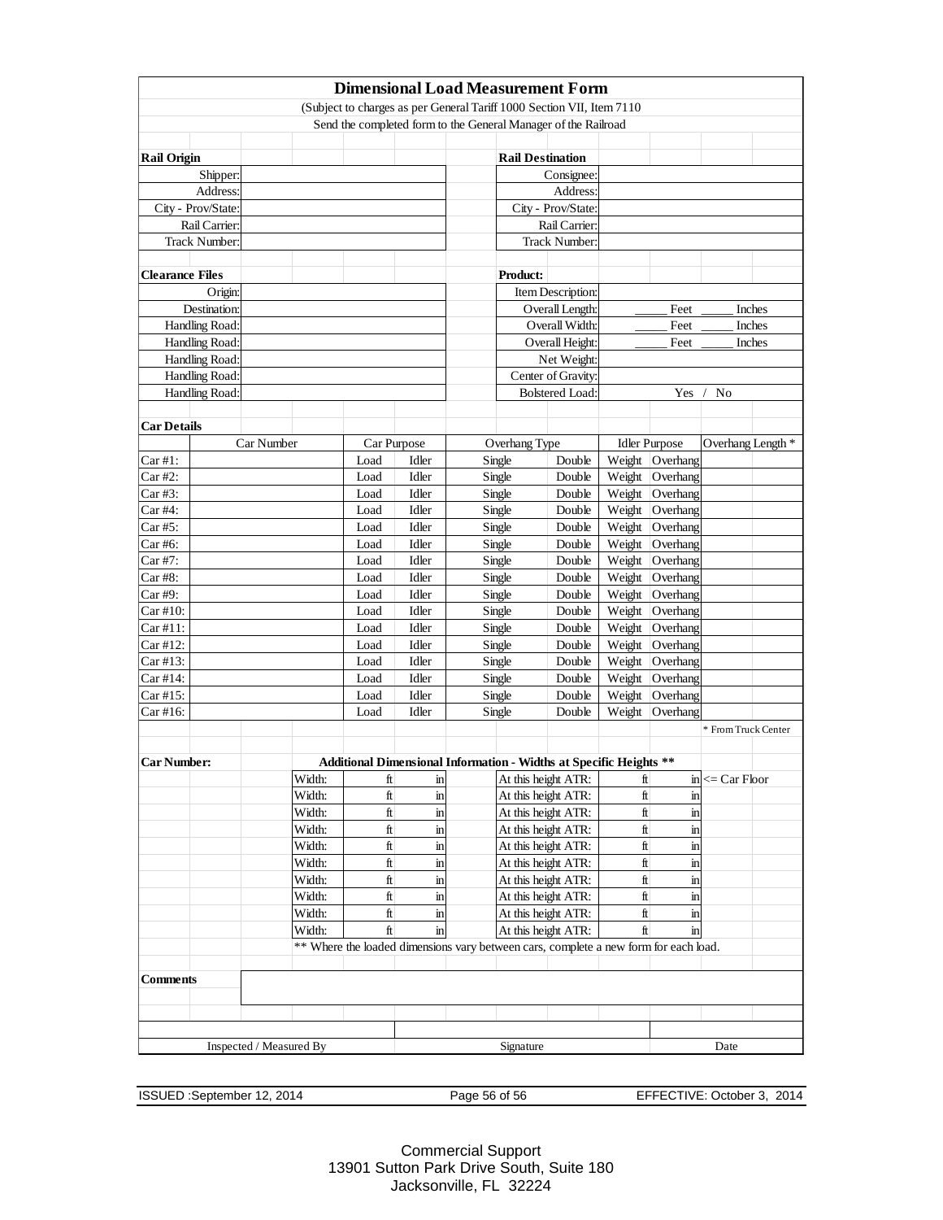# Dimensional Load Measurement Form

(Subject to charges as per General Tariff 1000 Section VII, Item 7110

Send the completed form to the General Manager of the Railroad

| **Rail Origin** | | **Rail Destination** | |
|---|---|---|---|
| Shipper: | | Consignee: | |
| Address: | | Address: | |
| City - Prov/State: | | City - Prov/State: | |
| Rail Carrier: | | Rail Carrier: | |
| Track Number: | | Track Number: | |

| **Clearance Files** | | **Product:** | |
|---|---|---|---|
| Origin: | | Item Description: | |
| Destination: | | Overall Length: | _____ Feet _____ Inches |
| Handling Road: | | Overall Width: | _____ Feet _____ Inches |
| Handling Road: | | Overall Height: | _____ Feet _____ Inches |
| Handling Road: | | Net Weight: | |
| Handling Road: | | Center of Gravity: | |
| Handling Road: | | Bolstered Load: | Yes / No |

**Car Details**

| | Car Number | Car Purpose | | Overhang Type | | Idler Purpose | | Overhang Length * |
|---|---|---|---|---|---|---|---|---|
| Car #1: | | Load | Idler | Single | Double | Weight | Overhang | |
| Car #2: | | Load | Idler | Single | Double | Weight | Overhang | |
| Car #3: | | Load | Idler | Single | Double | Weight | Overhang | |
| Car #4: | | Load | Idler | Single | Double | Weight | Overhang | |
| Car #5: | | Load | Idler | Single | Double | Weight | Overhang | |
| Car #6: | | Load | Idler | Single | Double | Weight | Overhang | |
| Car #7: | | Load | Idler | Single | Double | Weight | Overhang | |
| Car #8: | | Load | Idler | Single | Double | Weight | Overhang | |
| Car #9: | | Load | Idler | Single | Double | Weight | Overhang | |
| Car #10: | | Load | Idler | Single | Double | Weight | Overhang | |
| Car #11: | | Load | Idler | Single | Double | Weight | Overhang | |
| Car #12: | | Load | Idler | Single | Double | Weight | Overhang | |
| Car #13: | | Load | Idler | Single | Double | Weight | Overhang | |
| Car #14: | | Load | Idler | Single | Double | Weight | Overhang | |
| Car #15: | | Load | Idler | Single | Double | Weight | Overhang | |
| Car #16: | | Load | Idler | Single | Double | Weight | Overhang | |

\* From Truck Center

**Car Number:** **Additional Dimensional Information - Widths at Specific Heights \*\***

| | | | | | | |
|---|---|---|---|---|---|---|
| Width: | ft | in | At this height ATR: | ft | in | <= Car Floor |
| Width: | ft | in | At this height ATR: | ft | in | |
| Width: | ft | in | At this height ATR: | ft | in | |
| Width: | ft | in | At this height ATR: | ft | in | |
| Width: | ft | in | At this height ATR: | ft | in | |
| Width: | ft | in | At this height ATR: | ft | in | |
| Width: | ft | in | At this height ATR: | ft | in | |
| Width: | ft | in | At this height ATR: | ft | in | |
| Width: | ft | in | At this height ATR: | ft | in | |
| Width: | ft | in | At this height ATR: | ft | in | |

\*\* Where the loaded dimensions vary between cars, complete a new form for each load.

**Comments**

| Inspected / Measured By | Signature | Date |
|---|---|---|
| | | |

ISSUED :September 12, 2014 EFFECTIVE: October 3, 2014

Commercial Support
13901 Sutton Park Drive South, Suite 180
Jacksonville, FL 32224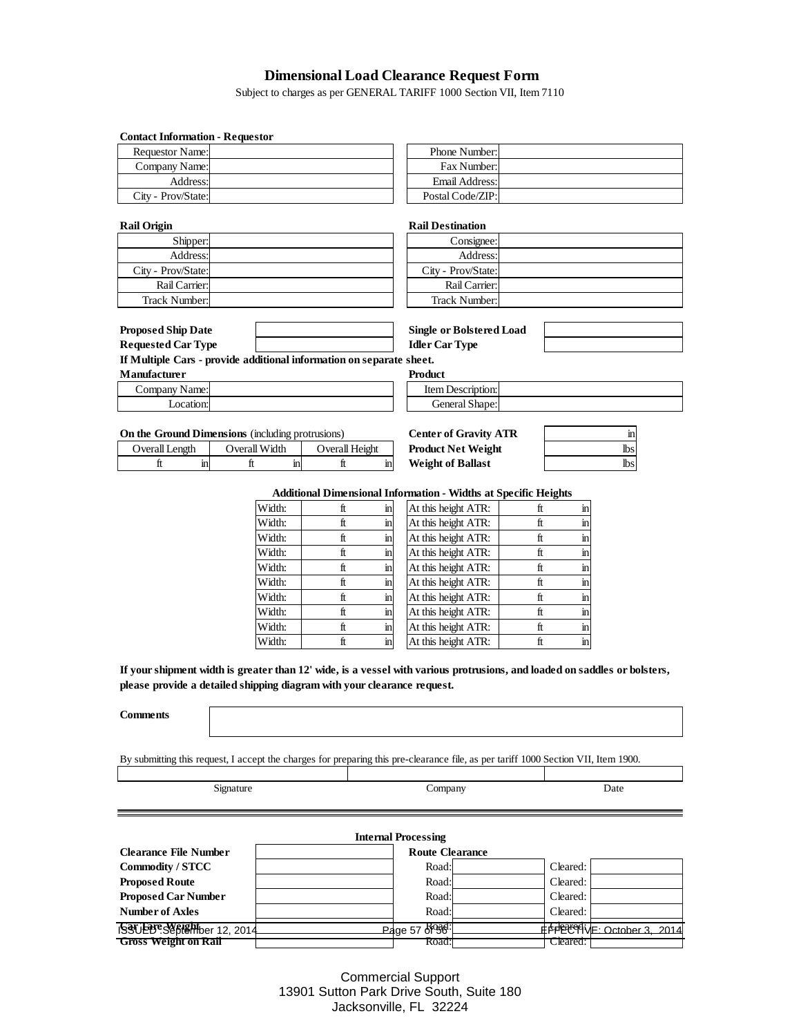## Dimensional Load Clearance Request Form

Subject to charges as per GENERAL TARIFF 1000 Section VII, Item 7110

**Contact Information - Requestor**

| | | | |
|---|---|---|---|
| Requestor Name: | | Phone Number: | |
| Company Name: | | Fax Number: | |
| Address: | | Email Address: | |
| City - Prov/State: | | Postal Code/ZIP: | |

| **Rail Origin** | | **Rail Destination** | |
|---|---|---|---|
| Shipper: | | Consignee: | |
| Address: | | Address: | |
| City - Prov/State: | | City - Prov/State: | |
| Rail Carrier: | | Rail Carrier: | |
| Track Number: | | Track Number: | |

| | | | |
|---|---|---|---|
| **Proposed Ship Date** | | **Single or Bolstered Load** | |
| **Requested Car Type** | | **Idler Car Type** | |

**If Multiple Cars - provide additional information on separate sheet.**

| **Manufacturer** | | **Product** | |
|---|---|---|---|
| Company Name: | | Item Description: | |
| Location: | | General Shape: | |

**On the Ground Dimensions** (including protrusions)

| Overall Length | | Overall Width | | Overall Height | |
|---|---|---|---|---|---|
| ft | in | ft | in | ft | in |

| | |
|---|---|
| **Center of Gravity ATR** | in |
| **Product Net Weight** | lbs |
| **Weight of Ballast** | lbs |

**Additional Dimensional Information - Widths at Specific Heights**

| | | | | | |
|---|---|---|---|---|---|
| Width: | ft | in | At this height ATR: | ft | in |
| Width: | ft | in | At this height ATR: | ft | in |
| Width: | ft | in | At this height ATR: | ft | in |
| Width: | ft | in | At this height ATR: | ft | in |
| Width: | ft | in | At this height ATR: | ft | in |
| Width: | ft | in | At this height ATR: | ft | in |
| Width: | ft | in | At this height ATR: | ft | in |
| Width: | ft | in | At this height ATR: | ft | in |
| Width: | ft | in | At this height ATR: | ft | in |
| Width: | ft | in | At this height ATR: | ft | in |

**If your shipment width is greater than 12' wide, is a vessel with various protrusions, and loaded on saddles or bolsters, please provide a detailed shipping diagram with your clearance request.**

**Comments**

By submitting this request, I accept the charges for preparing this pre-clearance file, as per tariff 1000 Section VII, Item 1900.

| | | |
|---|---|---|
| | | |
| Signature | Company | Date |

**Internal Processing**

| | | **Route Clearance** | | | |
|---|---|---|---|---|---|
| **Clearance File Number** | | | | | |
| **Commodity / STCC** | | Road: | | Cleared: | |
| **Proposed Route** | | Road: | | Cleared: | |
| **Proposed Car Number** | | Road: | | Cleared: | |
| **Number of Axles** | | Road: | | Cleared: | |
| **Car Tare Weight** | | Road: | | Cleared: | |
| **Gross Weight on Rail** | | Road: | | Cleared: | |

Commercial Support
13901 Sutton Park Drive South, Suite 180
Jacksonville, FL 32224